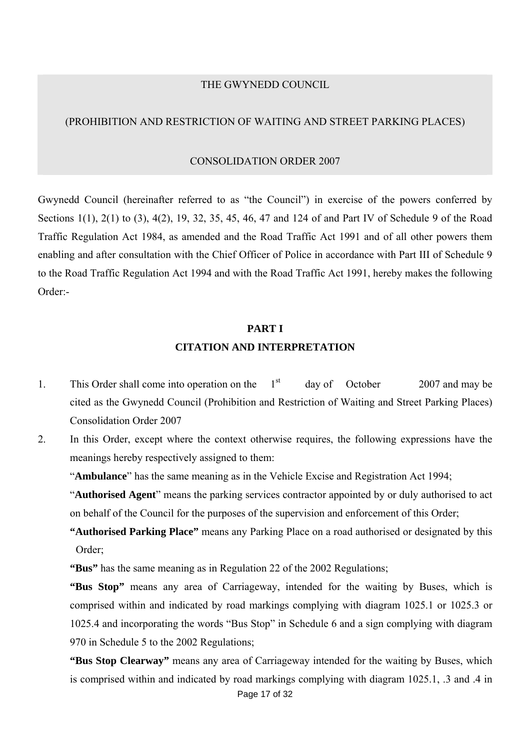THE GWYNEDD COUNCIL

(PROHIBITION AND RESTRICTION OF WAITING AND STREET PARKING PLACES)

CONSOLIDATION ORDER 2007

Gwynedd Council (hereinafter referred to as "the Council") in exercise of the powers conferred by Sections 1(1), 2(1) to (3), 4(2), 19, 32, 35, 45, 46, 47 and 124 of and Part IV of Schedule 9 of the Road Traffic Regulation Act 1984, as amended and the Road Traffic Act 1991 and of all other powers them enabling and after consultation with the Chief Officer of Police in accordance with Part III of Schedule 9 to the Road Traffic Regulation Act 1994 and with the Road Traffic Act 1991, hereby makes the following Order:-

## PART I
## CITATION AND INTERPRETATION

1. This Order shall come into operation on the 1st day of October 2007 and may be cited as the Gwynedd Council (Prohibition and Restriction of Waiting and Street Parking Places) Consolidation Order 2007

2. In this Order, except where the context otherwise requires, the following expressions have the meanings hereby respectively assigned to them:

   "**Ambulance**" has the same meaning as in the Vehicle Excise and Registration Act 1994;

   "**Authorised Agent**" means the parking services contractor appointed by or duly authorised to act on behalf of the Council for the purposes of the supervision and enforcement of this Order;

   **"Authorised Parking Place"** means any Parking Place on a road authorised or designated by this Order;

   **"Bus"** has the same meaning as in Regulation 22 of the 2002 Regulations;

   **"Bus Stop"** means any area of Carriageway, intended for the waiting by Buses, which is comprised within and indicated by road markings complying with diagram 1025.1 or 1025.3 or 1025.4 and incorporating the words "Bus Stop" in Schedule 6 and a sign complying with diagram 970 in Schedule 5 to the 2002 Regulations;

   **"Bus Stop Clearway"** means any area of Carriageway intended for the waiting by Buses, which is comprised within and indicated by road markings complying with diagram 1025.1, .3 and .4 in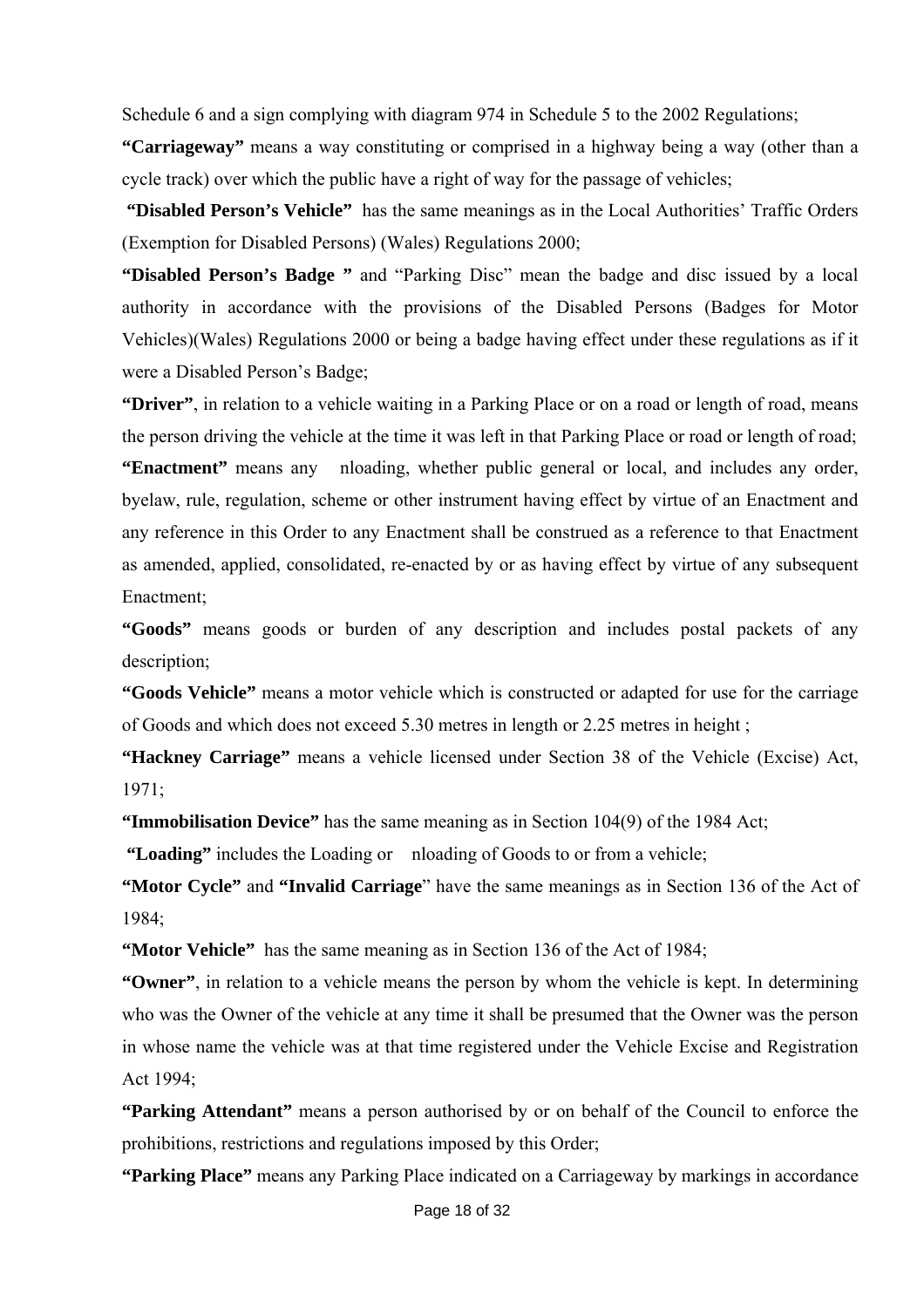Schedule 6 and a sign complying with diagram 974 in Schedule 5 to the 2002 Regulations;

**"Carriageway"** means a way constituting or comprised in a highway being a way (other than a cycle track) over which the public have a right of way for the passage of vehicles;

**"Disabled Person's Vehicle"** has the same meanings as in the Local Authorities' Traffic Orders (Exemption for Disabled Persons) (Wales) Regulations 2000;

**"Disabled Person's Badge "** and "Parking Disc" mean the badge and disc issued by a local authority in accordance with the provisions of the Disabled Persons (Badges for Motor Vehicles)(Wales) Regulations 2000 or being a badge having effect under these regulations as if it were a Disabled Person's Badge;

**"Driver"**, in relation to a vehicle waiting in a Parking Place or on a road or length of road, means the person driving the vehicle at the time it was left in that Parking Place or road or length of road;

**"Enactment"** means any nloading, whether public general or local, and includes any order, byelaw, rule, regulation, scheme or other instrument having effect by virtue of an Enactment and any reference in this Order to any Enactment shall be construed as a reference to that Enactment as amended, applied, consolidated, re-enacted by or as having effect by virtue of any subsequent Enactment;

**"Goods"** means goods or burden of any description and includes postal packets of any description;

**"Goods Vehicle"** means a motor vehicle which is constructed or adapted for use for the carriage of Goods and which does not exceed 5.30 metres in length or 2.25 metres in height ;

**"Hackney Carriage"** means a vehicle licensed under Section 38 of the Vehicle (Excise) Act, 1971;

**"Immobilisation Device"** has the same meaning as in Section 104(9) of the 1984 Act;

**"Loading"** includes the Loading or nloading of Goods to or from a vehicle;

**"Motor Cycle"** and **"Invalid Carriage"** have the same meanings as in Section 136 of the Act of 1984;

**"Motor Vehicle"** has the same meaning as in Section 136 of the Act of 1984;

**"Owner"**, in relation to a vehicle means the person by whom the vehicle is kept. In determining who was the Owner of the vehicle at any time it shall be presumed that the Owner was the person in whose name the vehicle was at that time registered under the Vehicle Excise and Registration Act 1994;

**"Parking Attendant"** means a person authorised by or on behalf of the Council to enforce the prohibitions, restrictions and regulations imposed by this Order;

**"Parking Place"** means any Parking Place indicated on a Carriageway by markings in accordance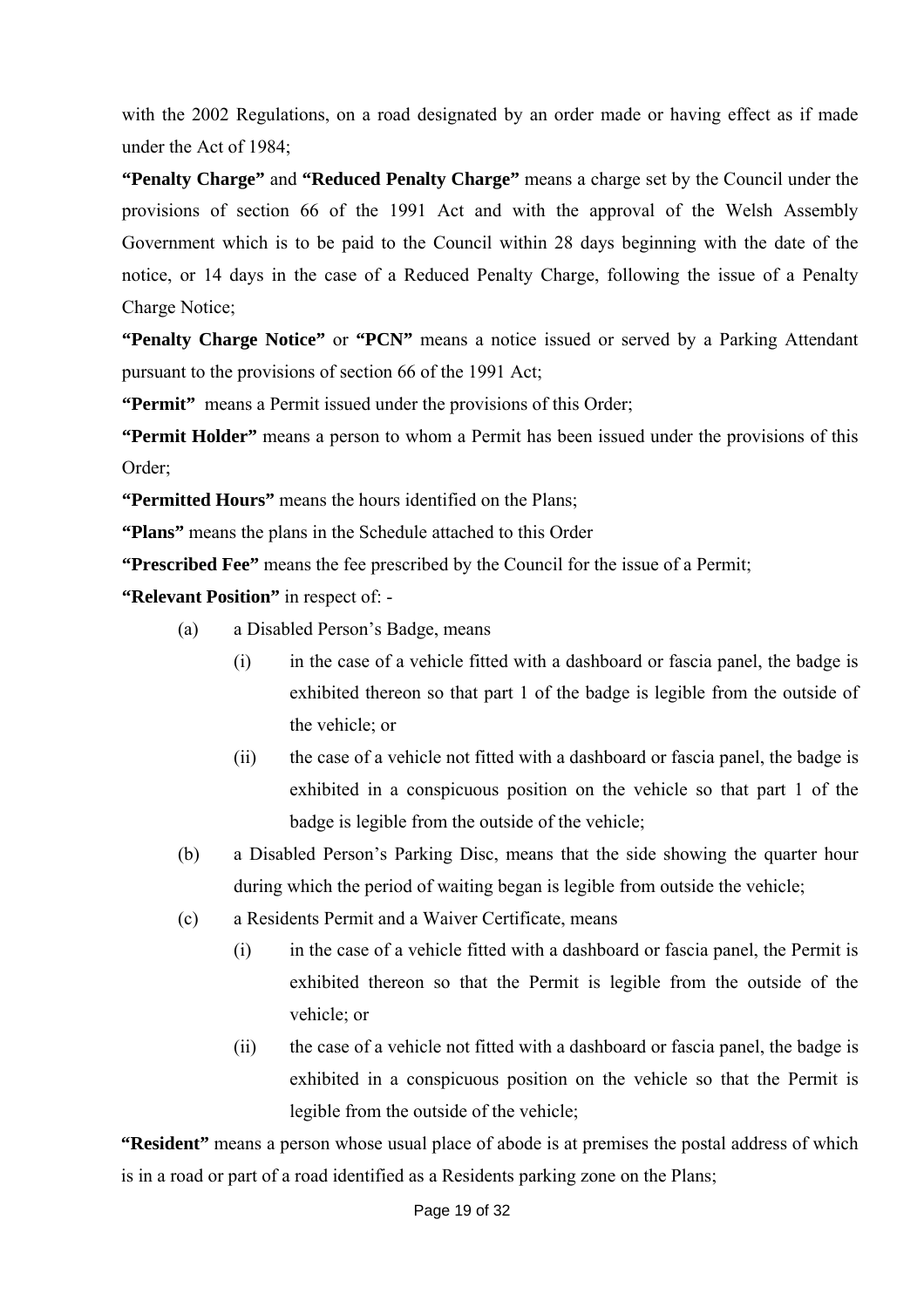with the 2002 Regulations, on a road designated by an order made or having effect as if made under the Act of 1984;

**"Penalty Charge"** and **"Reduced Penalty Charge"** means a charge set by the Council under the provisions of section 66 of the 1991 Act and with the approval of the Welsh Assembly Government which is to be paid to the Council within 28 days beginning with the date of the notice, or 14 days in the case of a Reduced Penalty Charge, following the issue of a Penalty Charge Notice;

**"Penalty Charge Notice"** or **"PCN"** means a notice issued or served by a Parking Attendant pursuant to the provisions of section 66 of the 1991 Act;

**"Permit"** means a Permit issued under the provisions of this Order;

**"Permit Holder"** means a person to whom a Permit has been issued under the provisions of this Order;

**"Permitted Hours"** means the hours identified on the Plans;

**"Plans"** means the plans in the Schedule attached to this Order

**"Prescribed Fee"** means the fee prescribed by the Council for the issue of a Permit;

**"Relevant Position"** in respect of: -

(a) a Disabled Person's Badge, means

 (i) in the case of a vehicle fitted with a dashboard or fascia panel, the badge is exhibited thereon so that part 1 of the badge is legible from the outside of the vehicle; or

 (ii) the case of a vehicle not fitted with a dashboard or fascia panel, the badge is exhibited in a conspicuous position on the vehicle so that part 1 of the badge is legible from the outside of the vehicle;

(b) a Disabled Person's Parking Disc, means that the side showing the quarter hour during which the period of waiting began is legible from outside the vehicle;

(c) a Residents Permit and a Waiver Certificate, means

 (i) in the case of a vehicle fitted with a dashboard or fascia panel, the Permit is exhibited thereon so that the Permit is legible from the outside of the vehicle; or

 (ii) the case of a vehicle not fitted with a dashboard or fascia panel, the badge is exhibited in a conspicuous position on the vehicle so that the Permit is legible from the outside of the vehicle;

**"Resident"** means a person whose usual place of abode is at premises the postal address of which is in a road or part of a road identified as a Residents parking zone on the Plans;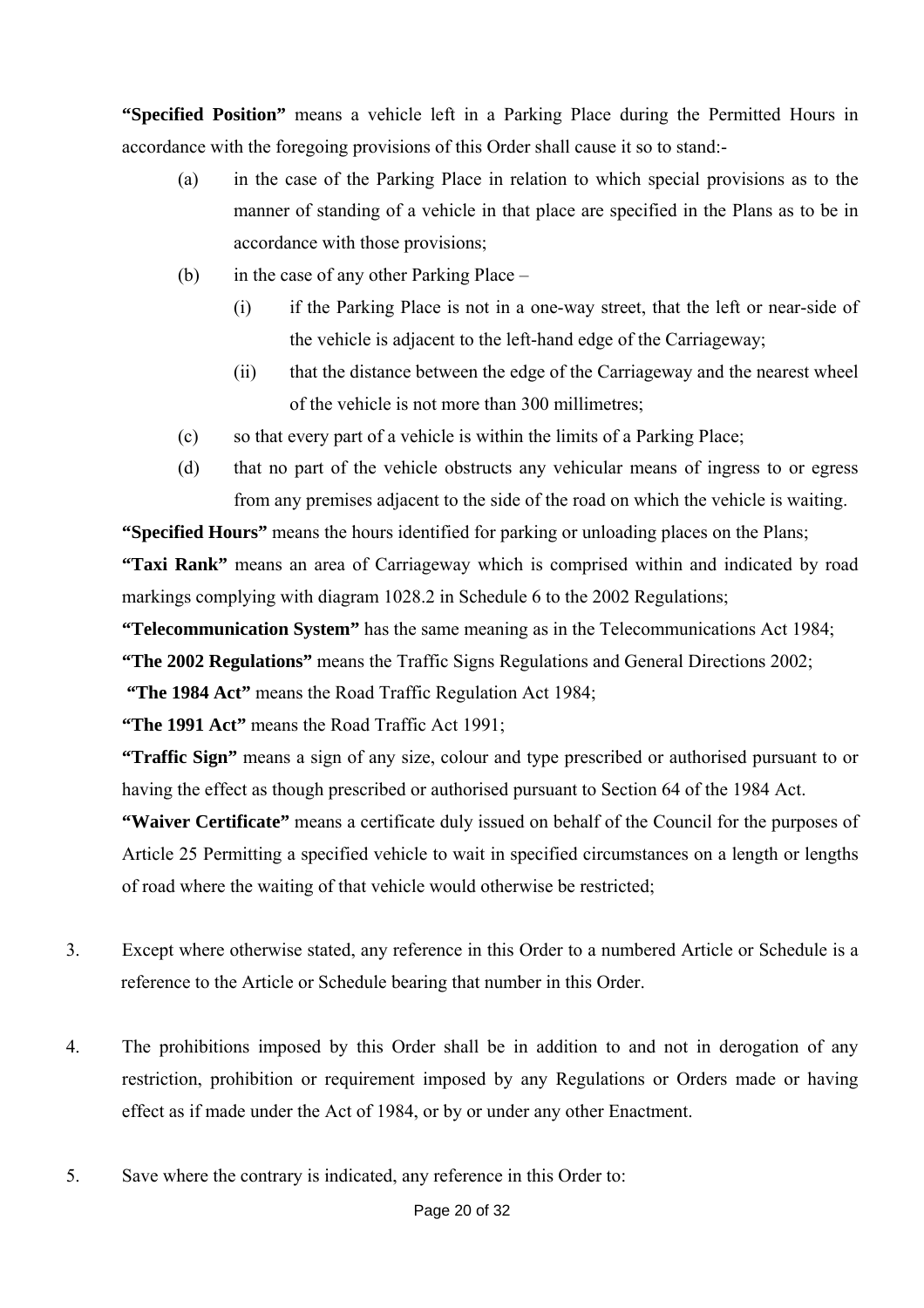**"Specified Position"** means a vehicle left in a Parking Place during the Permitted Hours in accordance with the foregoing provisions of this Order shall cause it so to stand:-

- (a) in the case of the Parking Place in relation to which special provisions as to the manner of standing of a vehicle in that place are specified in the Plans as to be in accordance with those provisions;
- (b) in the case of any other Parking Place –
  - (i) if the Parking Place is not in a one-way street, that the left or near-side of the vehicle is adjacent to the left-hand edge of the Carriageway;
  - (ii) that the distance between the edge of the Carriageway and the nearest wheel of the vehicle is not more than 300 millimetres;
- (c) so that every part of a vehicle is within the limits of a Parking Place;
- (d) that no part of the vehicle obstructs any vehicular means of ingress to or egress from any premises adjacent to the side of the road on which the vehicle is waiting.

**"Specified Hours"** means the hours identified for parking or unloading places on the Plans;

**"Taxi Rank"** means an area of Carriageway which is comprised within and indicated by road markings complying with diagram 1028.2 in Schedule 6 to the 2002 Regulations;

**"Telecommunication System"** has the same meaning as in the Telecommunications Act 1984;

**"The 2002 Regulations"** means the Traffic Signs Regulations and General Directions 2002;

**"The 1984 Act"** means the Road Traffic Regulation Act 1984;

**"The 1991 Act"** means the Road Traffic Act 1991;

**"Traffic Sign"** means a sign of any size, colour and type prescribed or authorised pursuant to or having the effect as though prescribed or authorised pursuant to Section 64 of the 1984 Act.

**"Waiver Certificate"** means a certificate duly issued on behalf of the Council for the purposes of Article 25 Permitting a specified vehicle to wait in specified circumstances on a length or lengths of road where the waiting of that vehicle would otherwise be restricted;

3. Except where otherwise stated, any reference in this Order to a numbered Article or Schedule is a reference to the Article or Schedule bearing that number in this Order.

4. The prohibitions imposed by this Order shall be in addition to and not in derogation of any restriction, prohibition or requirement imposed by any Regulations or Orders made or having effect as if made under the Act of 1984, or by or under any other Enactment.

5. Save where the contrary is indicated, any reference in this Order to: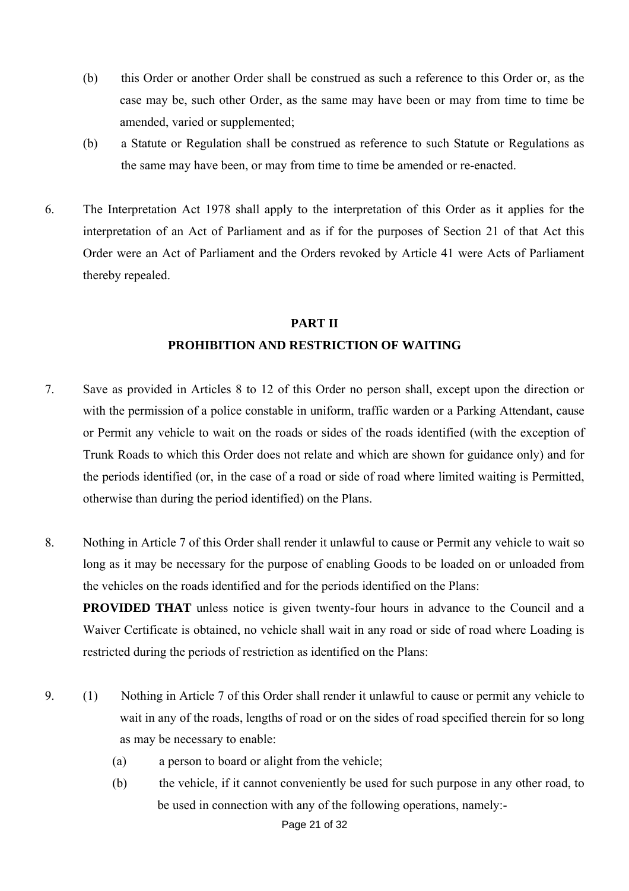(b) this Order or another Order shall be construed as such a reference to this Order or, as the case may be, such other Order, as the same may have been or may from time to time be amended, varied or supplemented;

(b) a Statute or Regulation shall be construed as reference to such Statute or Regulations as the same may have been, or may from time to time be amended or re-enacted.

6. The Interpretation Act 1978 shall apply to the interpretation of this Order as it applies for the interpretation of an Act of Parliament and as if for the purposes of Section 21 of that Act this Order were an Act of Parliament and the Orders revoked by Article 41 were Acts of Parliament thereby repealed.

## PART II
## PROHIBITION AND RESTRICTION OF WAITING

7. Save as provided in Articles 8 to 12 of this Order no person shall, except upon the direction or with the permission of a police constable in uniform, traffic warden or a Parking Attendant, cause or Permit any vehicle to wait on the roads or sides of the roads identified (with the exception of Trunk Roads to which this Order does not relate and which are shown for guidance only) and for the periods identified (or, in the case of a road or side of road where limited waiting is Permitted, otherwise than during the period identified) on the Plans.

8. Nothing in Article 7 of this Order shall render it unlawful to cause or Permit any vehicle to wait so long as it may be necessary for the purpose of enabling Goods to be loaded on or unloaded from the vehicles on the roads identified and for the periods identified on the Plans:

   **PROVIDED THAT** unless notice is given twenty-four hours in advance to the Council and a Waiver Certificate is obtained, no vehicle shall wait in any road or side of road where Loading is restricted during the periods of restriction as identified on the Plans:

9. (1) Nothing in Article 7 of this Order shall render it unlawful to cause or permit any vehicle to wait in any of the roads, lengths of road or on the sides of road specified therein for so long as may be necessary to enable:

   (a) a person to board or alight from the vehicle;

   (b) the vehicle, if it cannot conveniently be used for such purpose in any other road, to be used in connection with any of the following operations, namely:-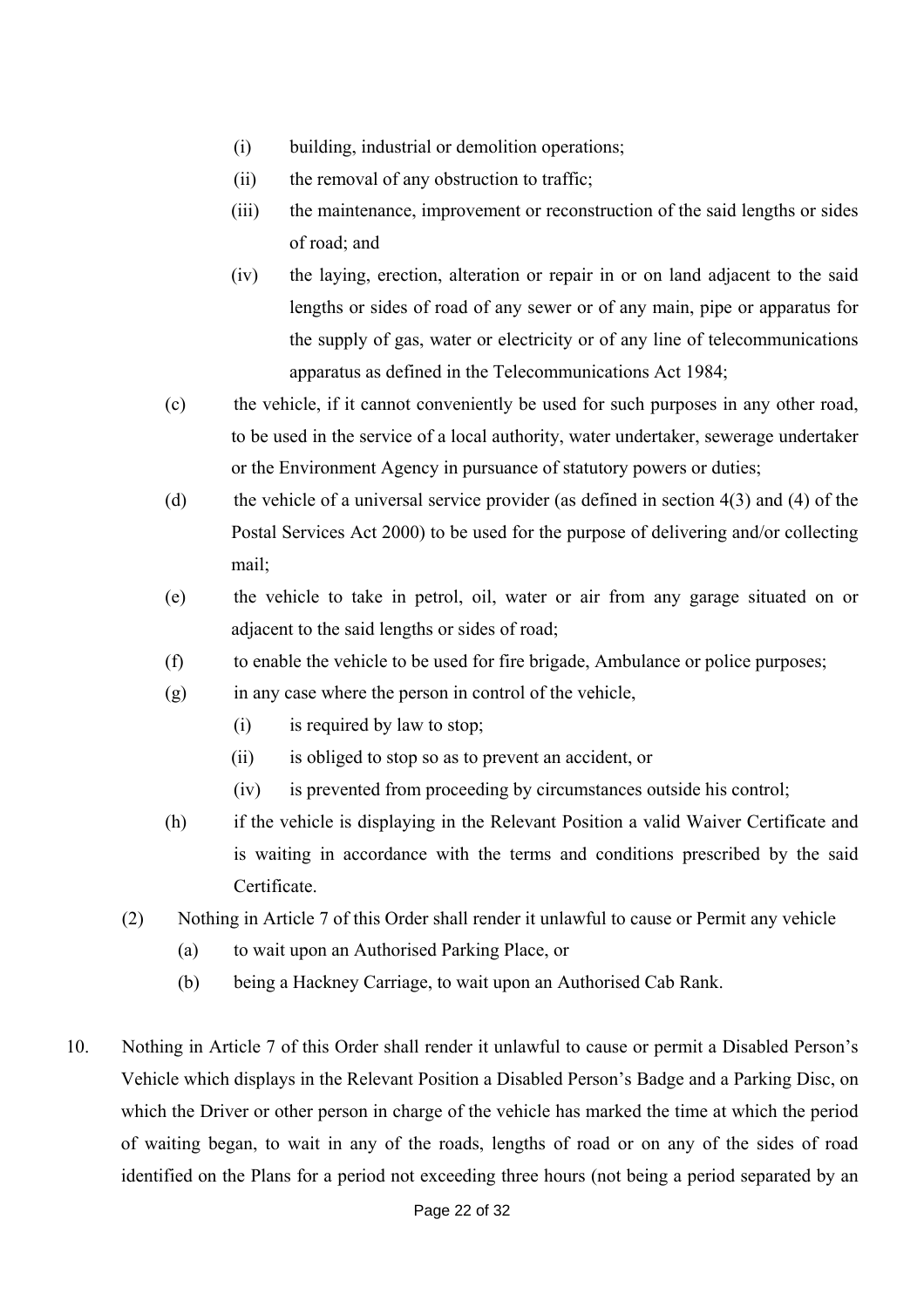(i) building, industrial or demolition operations;

(ii) the removal of any obstruction to traffic;

(iii) the maintenance, improvement or reconstruction of the said lengths or sides of road; and

(iv) the laying, erection, alteration or repair in or on land adjacent to the said lengths or sides of road of any sewer or of any main, pipe or apparatus for the supply of gas, water or electricity or of any line of telecommunications apparatus as defined in the Telecommunications Act 1984;

(c) the vehicle, if it cannot conveniently be used for such purposes in any other road, to be used in the service of a local authority, water undertaker, sewerage undertaker or the Environment Agency in pursuance of statutory powers or duties;

(d) the vehicle of a universal service provider (as defined in section 4(3) and (4) of the Postal Services Act 2000) to be used for the purpose of delivering and/or collecting mail;

(e) the vehicle to take in petrol, oil, water or air from any garage situated on or adjacent to the said lengths or sides of road;

(f) to enable the vehicle to be used for fire brigade, Ambulance or police purposes;

(g) in any case where the person in control of the vehicle,

(i) is required by law to stop;

(ii) is obliged to stop so as to prevent an accident, or

(iv) is prevented from proceeding by circumstances outside his control;

(h) if the vehicle is displaying in the Relevant Position a valid Waiver Certificate and is waiting in accordance with the terms and conditions prescribed by the said Certificate.

(2) Nothing in Article 7 of this Order shall render it unlawful to cause or Permit any vehicle

(a) to wait upon an Authorised Parking Place, or

(b) being a Hackney Carriage, to wait upon an Authorised Cab Rank.

10. Nothing in Article 7 of this Order shall render it unlawful to cause or permit a Disabled Person's Vehicle which displays in the Relevant Position a Disabled Person's Badge and a Parking Disc, on which the Driver or other person in charge of the vehicle has marked the time at which the period of waiting began, to wait in any of the roads, lengths of road or on any of the sides of road identified on the Plans for a period not exceeding three hours (not being a period separated by an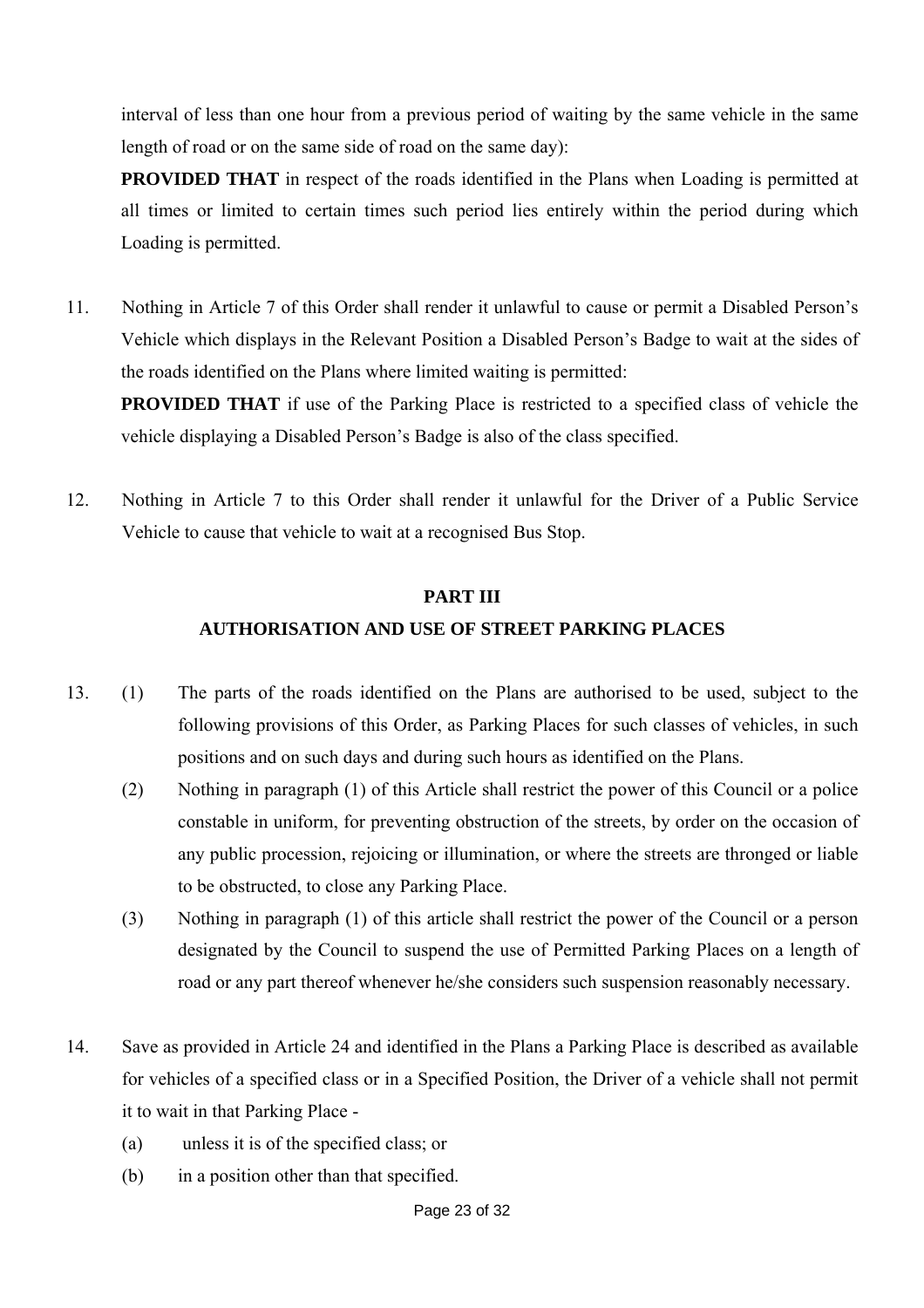interval of less than one hour from a previous period of waiting by the same vehicle in the same length of road or on the same side of road on the same day):

**PROVIDED THAT** in respect of the roads identified in the Plans when Loading is permitted at all times or limited to certain times such period lies entirely within the period during which Loading is permitted.

11. Nothing in Article 7 of this Order shall render it unlawful to cause or permit a Disabled Person's Vehicle which displays in the Relevant Position a Disabled Person's Badge to wait at the sides of the roads identified on the Plans where limited waiting is permitted:

    **PROVIDED THAT** if use of the Parking Place is restricted to a specified class of vehicle the vehicle displaying a Disabled Person's Badge is also of the class specified.

12. Nothing in Article 7 to this Order shall render it unlawful for the Driver of a Public Service Vehicle to cause that vehicle to wait at a recognised Bus Stop.

## PART III

## AUTHORISATION AND USE OF STREET PARKING PLACES

13. (1) The parts of the roads identified on the Plans are authorised to be used, subject to the following provisions of this Order, as Parking Places for such classes of vehicles, in such positions and on such days and during such hours as identified on the Plans.

    (2) Nothing in paragraph (1) of this Article shall restrict the power of this Council or a police constable in uniform, for preventing obstruction of the streets, by order on the occasion of any public procession, rejoicing or illumination, or where the streets are thronged or liable to be obstructed, to close any Parking Place.

    (3) Nothing in paragraph (1) of this article shall restrict the power of the Council or a person designated by the Council to suspend the use of Permitted Parking Places on a length of road or any part thereof whenever he/she considers such suspension reasonably necessary.

14. Save as provided in Article 24 and identified in the Plans a Parking Place is described as available for vehicles of a specified class or in a Specified Position, the Driver of a vehicle shall not permit it to wait in that Parking Place -

    (a) unless it is of the specified class; or

    (b) in a position other than that specified.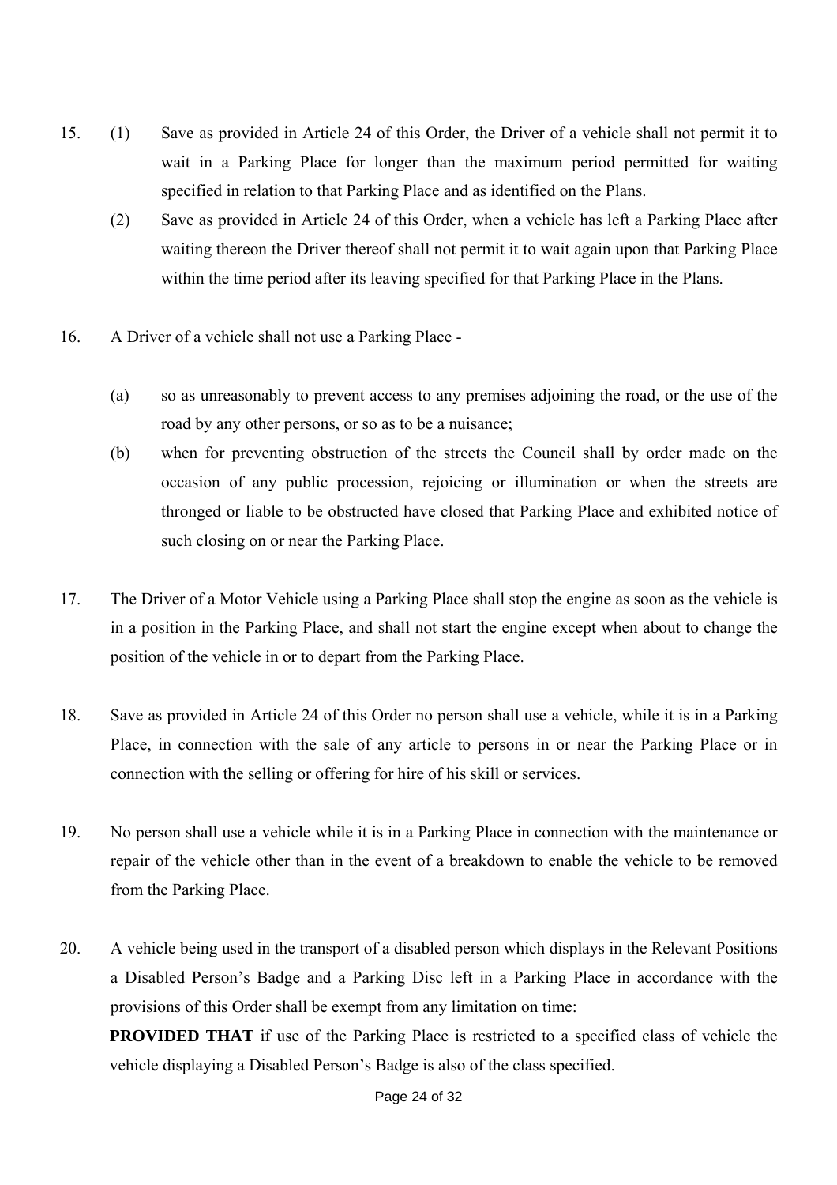15. (1) Save as provided in Article 24 of this Order, the Driver of a vehicle shall not permit it to wait in a Parking Place for longer than the maximum period permitted for waiting specified in relation to that Parking Place and as identified on the Plans.

    (2) Save as provided in Article 24 of this Order, when a vehicle has left a Parking Place after waiting thereon the Driver thereof shall not permit it to wait again upon that Parking Place within the time period after its leaving specified for that Parking Place in the Plans.

16. A Driver of a vehicle shall not use a Parking Place -

    (a) so as unreasonably to prevent access to any premises adjoining the road, or the use of the road by any other persons, or so as to be a nuisance;

    (b) when for preventing obstruction of the streets the Council shall by order made on the occasion of any public procession, rejoicing or illumination or when the streets are thronged or liable to be obstructed have closed that Parking Place and exhibited notice of such closing on or near the Parking Place.

17. The Driver of a Motor Vehicle using a Parking Place shall stop the engine as soon as the vehicle is in a position in the Parking Place, and shall not start the engine except when about to change the position of the vehicle in or to depart from the Parking Place.

18. Save as provided in Article 24 of this Order no person shall use a vehicle, while it is in a Parking Place, in connection with the sale of any article to persons in or near the Parking Place or in connection with the selling or offering for hire of his skill or services.

19. No person shall use a vehicle while it is in a Parking Place in connection with the maintenance or repair of the vehicle other than in the event of a breakdown to enable the vehicle to be removed from the Parking Place.

20. A vehicle being used in the transport of a disabled person which displays in the Relevant Positions a Disabled Person's Badge and a Parking Disc left in a Parking Place in accordance with the provisions of this Order shall be exempt from any limitation on time:

    **PROVIDED THAT** if use of the Parking Place is restricted to a specified class of vehicle the vehicle displaying a Disabled Person's Badge is also of the class specified.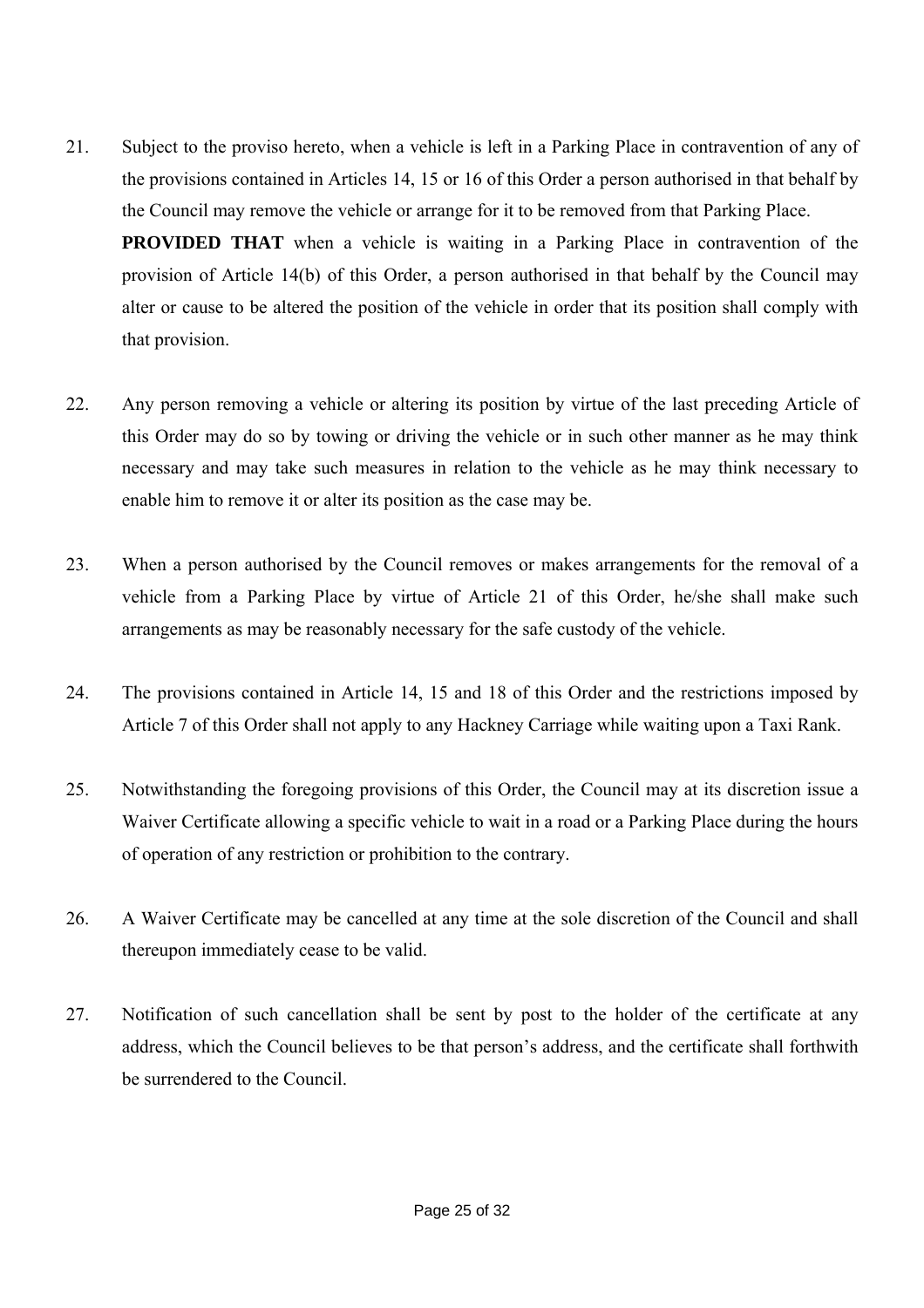21. Subject to the proviso hereto, when a vehicle is left in a Parking Place in contravention of any of the provisions contained in Articles 14, 15 or 16 of this Order a person authorised in that behalf by the Council may remove the vehicle or arrange for it to be removed from that Parking Place.

    **PROVIDED THAT** when a vehicle is waiting in a Parking Place in contravention of the provision of Article 14(b) of this Order, a person authorised in that behalf by the Council may alter or cause to be altered the position of the vehicle in order that its position shall comply with that provision.

22. Any person removing a vehicle or altering its position by virtue of the last preceding Article of this Order may do so by towing or driving the vehicle or in such other manner as he may think necessary and may take such measures in relation to the vehicle as he may think necessary to enable him to remove it or alter its position as the case may be.

23. When a person authorised by the Council removes or makes arrangements for the removal of a vehicle from a Parking Place by virtue of Article 21 of this Order, he/she shall make such arrangements as may be reasonably necessary for the safe custody of the vehicle.

24. The provisions contained in Article 14, 15 and 18 of this Order and the restrictions imposed by Article 7 of this Order shall not apply to any Hackney Carriage while waiting upon a Taxi Rank.

25. Notwithstanding the foregoing provisions of this Order, the Council may at its discretion issue a Waiver Certificate allowing a specific vehicle to wait in a road or a Parking Place during the hours of operation of any restriction or prohibition to the contrary.

26. A Waiver Certificate may be cancelled at any time at the sole discretion of the Council and shall thereupon immediately cease to be valid.

27. Notification of such cancellation shall be sent by post to the holder of the certificate at any address, which the Council believes to be that person's address, and the certificate shall forthwith be surrendered to the Council.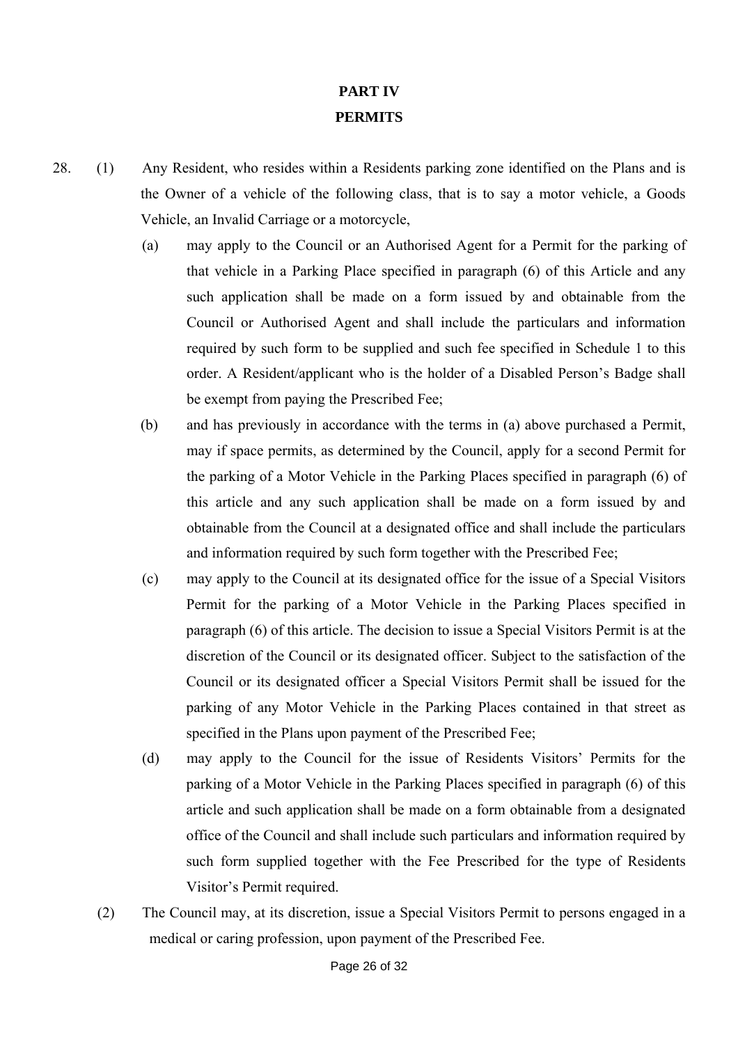## PART IV

## PERMITS

28. (1) Any Resident, who resides within a Residents parking zone identified on the Plans and is the Owner of a vehicle of the following class, that is to say a motor vehicle, a Goods Vehicle, an Invalid Carriage or a motorcycle,

    (a) may apply to the Council or an Authorised Agent for a Permit for the parking of that vehicle in a Parking Place specified in paragraph (6) of this Article and any such application shall be made on a form issued by and obtainable from the Council or Authorised Agent and shall include the particulars and information required by such form to be supplied and such fee specified in Schedule 1 to this order. A Resident/applicant who is the holder of a Disabled Person's Badge shall be exempt from paying the Prescribed Fee;

    (b) and has previously in accordance with the terms in (a) above purchased a Permit, may if space permits, as determined by the Council, apply for a second Permit for the parking of a Motor Vehicle in the Parking Places specified in paragraph (6) of this article and any such application shall be made on a form issued by and obtainable from the Council at a designated office and shall include the particulars and information required by such form together with the Prescribed Fee;

    (c) may apply to the Council at its designated office for the issue of a Special Visitors Permit for the parking of a Motor Vehicle in the Parking Places specified in paragraph (6) of this article. The decision to issue a Special Visitors Permit is at the discretion of the Council or its designated officer. Subject to the satisfaction of the Council or its designated officer a Special Visitors Permit shall be issued for the parking of any Motor Vehicle in the Parking Places contained in that street as specified in the Plans upon payment of the Prescribed Fee;

    (d) may apply to the Council for the issue of Residents Visitors' Permits for the parking of a Motor Vehicle in the Parking Places specified in paragraph (6) of this article and such application shall be made on a form obtainable from a designated office of the Council and shall include such particulars and information required by such form supplied together with the Fee Prescribed for the type of Residents Visitor's Permit required.

    (2) The Council may, at its discretion, issue a Special Visitors Permit to persons engaged in a medical or caring profession, upon payment of the Prescribed Fee.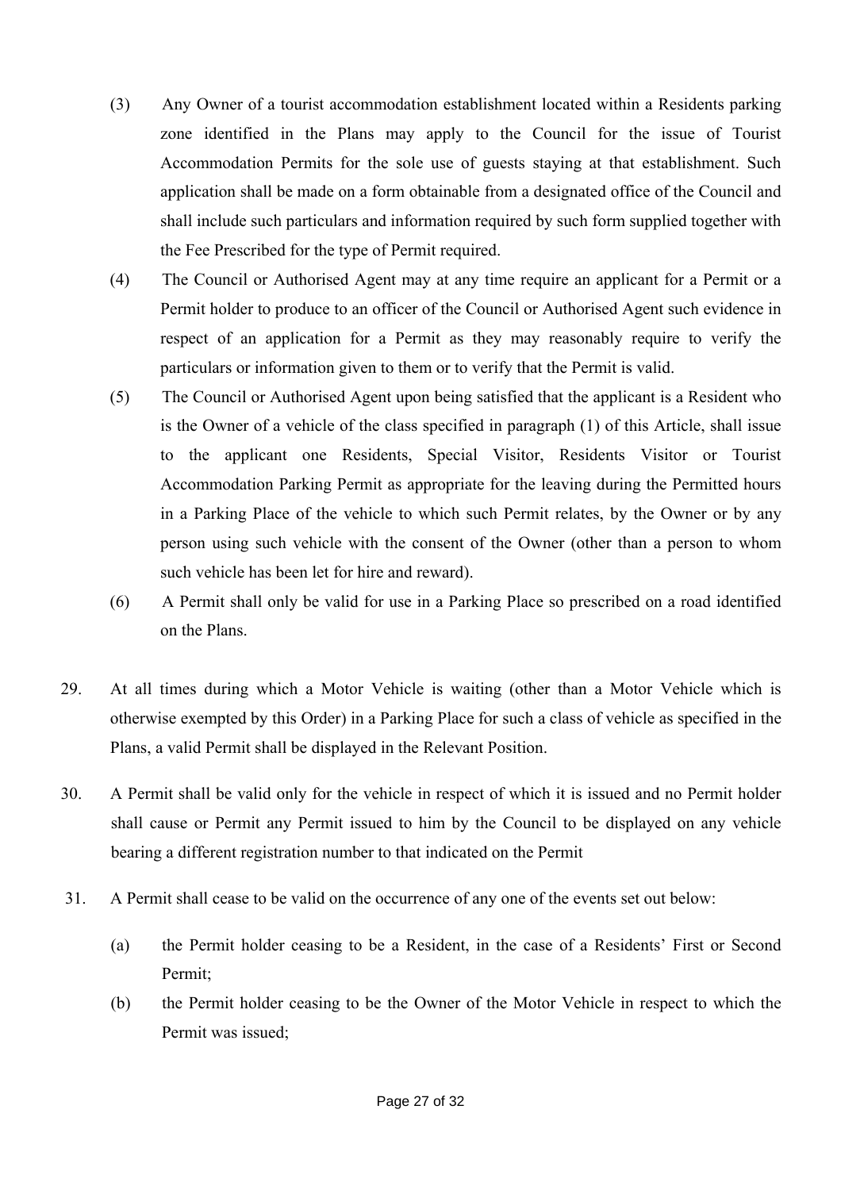(3) Any Owner of a tourist accommodation establishment located within a Residents parking zone identified in the Plans may apply to the Council for the issue of Tourist Accommodation Permits for the sole use of guests staying at that establishment. Such application shall be made on a form obtainable from a designated office of the Council and shall include such particulars and information required by such form supplied together with the Fee Prescribed for the type of Permit required.

(4) The Council or Authorised Agent may at any time require an applicant for a Permit or a Permit holder to produce to an officer of the Council or Authorised Agent such evidence in respect of an application for a Permit as they may reasonably require to verify the particulars or information given to them or to verify that the Permit is valid.

(5) The Council or Authorised Agent upon being satisfied that the applicant is a Resident who is the Owner of a vehicle of the class specified in paragraph (1) of this Article, shall issue to the applicant one Residents, Special Visitor, Residents Visitor or Tourist Accommodation Parking Permit as appropriate for the leaving during the Permitted hours in a Parking Place of the vehicle to which such Permit relates, by the Owner or by any person using such vehicle with the consent of the Owner (other than a person to whom such vehicle has been let for hire and reward).

(6) A Permit shall only be valid for use in a Parking Place so prescribed on a road identified on the Plans.

29. At all times during which a Motor Vehicle is waiting (other than a Motor Vehicle which is otherwise exempted by this Order) in a Parking Place for such a class of vehicle as specified in the Plans, a valid Permit shall be displayed in the Relevant Position.

30. A Permit shall be valid only for the vehicle in respect of which it is issued and no Permit holder shall cause or Permit any Permit issued to him by the Council to be displayed on any vehicle bearing a different registration number to that indicated on the Permit

31. A Permit shall cease to be valid on the occurrence of any one of the events set out below:

(a) the Permit holder ceasing to be a Resident, in the case of a Residents' First or Second Permit;

(b) the Permit holder ceasing to be the Owner of the Motor Vehicle in respect to which the Permit was issued;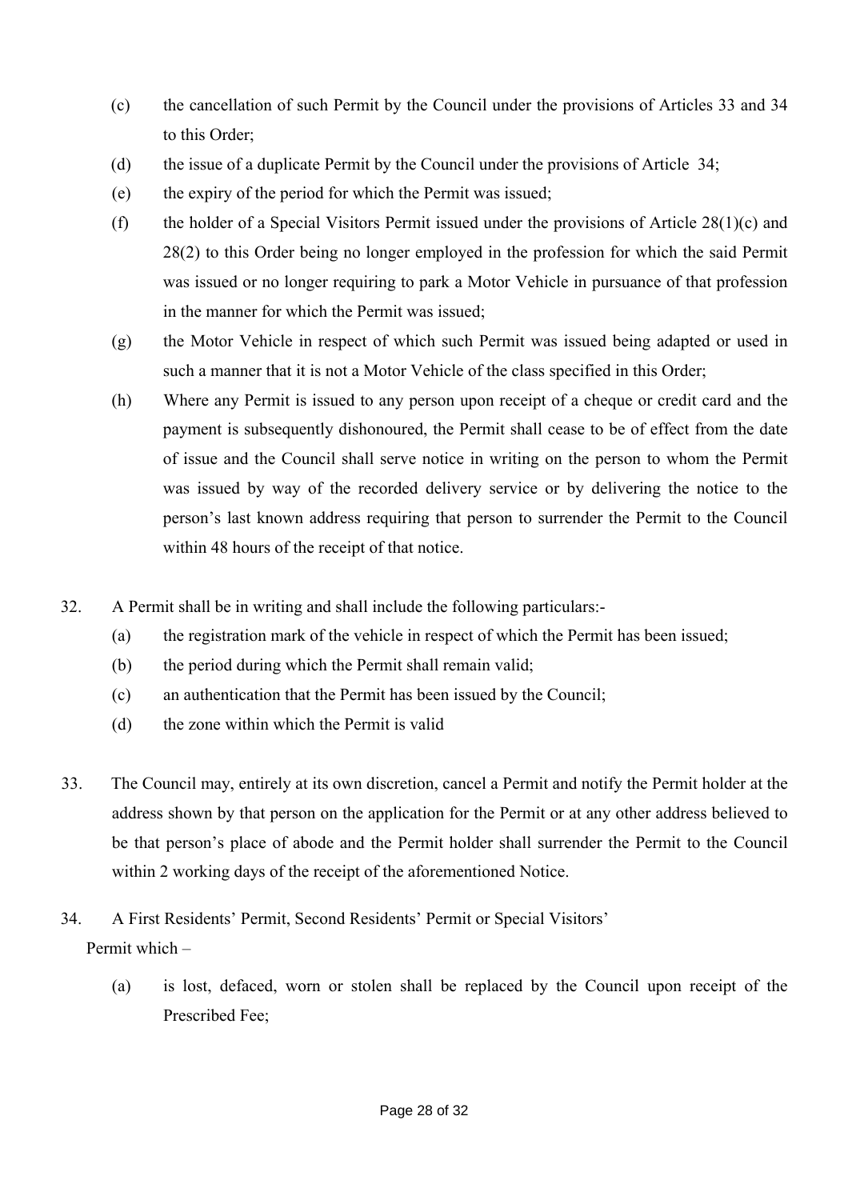(c) the cancellation of such Permit by the Council under the provisions of Articles 33 and 34 to this Order;

(d) the issue of a duplicate Permit by the Council under the provisions of Article 34;

(e) the expiry of the period for which the Permit was issued;

(f) the holder of a Special Visitors Permit issued under the provisions of Article 28(1)(c) and 28(2) to this Order being no longer employed in the profession for which the said Permit was issued or no longer requiring to park a Motor Vehicle in pursuance of that profession in the manner for which the Permit was issued;

(g) the Motor Vehicle in respect of which such Permit was issued being adapted or used in such a manner that it is not a Motor Vehicle of the class specified in this Order;

(h) Where any Permit is issued to any person upon receipt of a cheque or credit card and the payment is subsequently dishonoured, the Permit shall cease to be of effect from the date of issue and the Council shall serve notice in writing on the person to whom the Permit was issued by way of the recorded delivery service or by delivering the notice to the person's last known address requiring that person to surrender the Permit to the Council within 48 hours of the receipt of that notice.

32. A Permit shall be in writing and shall include the following particulars:-

(a) the registration mark of the vehicle in respect of which the Permit has been issued;

(b) the period during which the Permit shall remain valid;

(c) an authentication that the Permit has been issued by the Council;

(d) the zone within which the Permit is valid

33. The Council may, entirely at its own discretion, cancel a Permit and notify the Permit holder at the address shown by that person on the application for the Permit or at any other address believed to be that person's place of abode and the Permit holder shall surrender the Permit to the Council within 2 working days of the receipt of the aforementioned Notice.

34. A First Residents' Permit, Second Residents' Permit or Special Visitors' Permit which –

(a) is lost, defaced, worn or stolen shall be replaced by the Council upon receipt of the Prescribed Fee;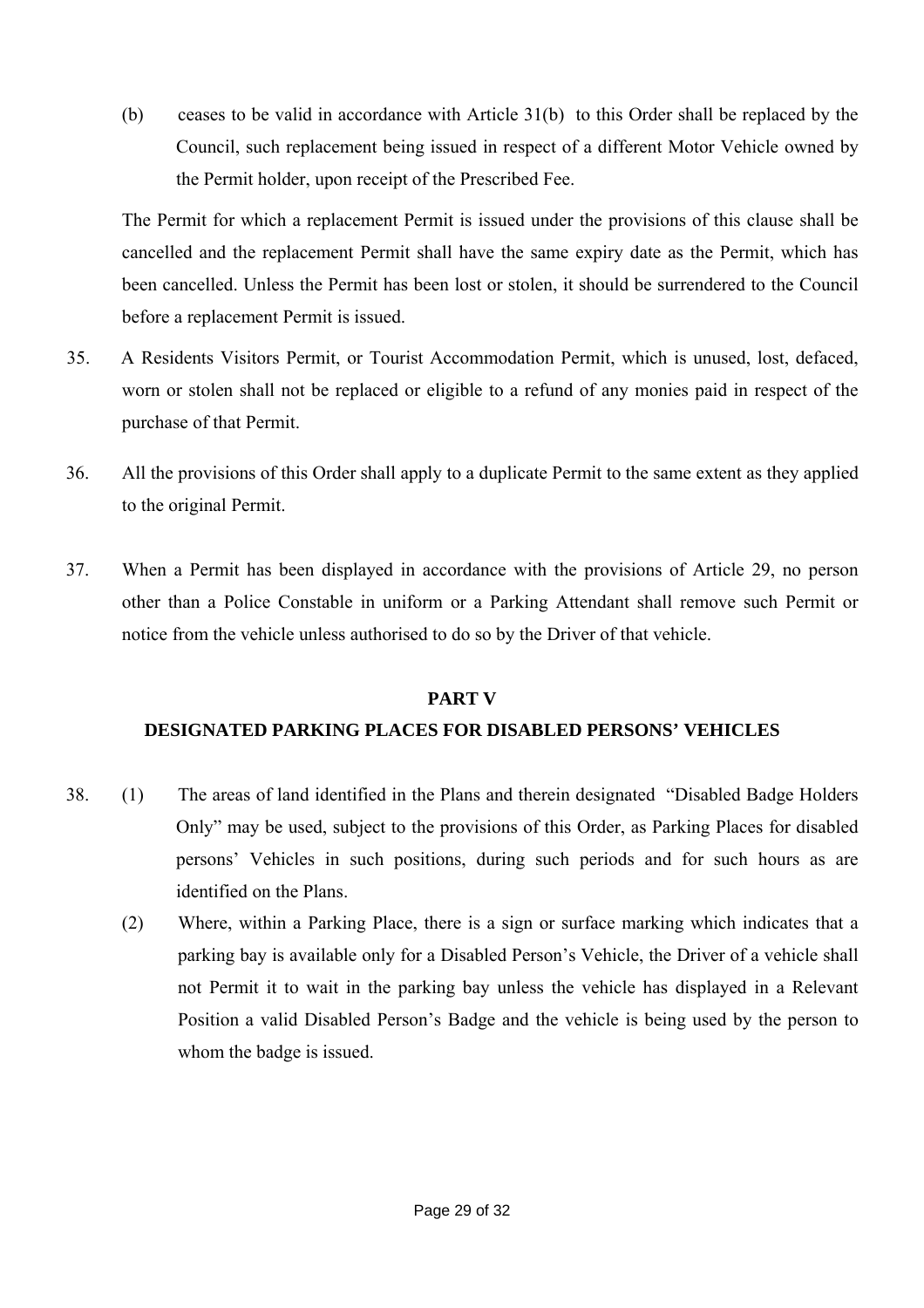(b) ceases to be valid in accordance with Article 31(b) to this Order shall be replaced by the Council, such replacement being issued in respect of a different Motor Vehicle owned by the Permit holder, upon receipt of the Prescribed Fee.

The Permit for which a replacement Permit is issued under the provisions of this clause shall be cancelled and the replacement Permit shall have the same expiry date as the Permit, which has been cancelled. Unless the Permit has been lost or stolen, it should be surrendered to the Council before a replacement Permit is issued.

35. A Residents Visitors Permit, or Tourist Accommodation Permit, which is unused, lost, defaced, worn or stolen shall not be replaced or eligible to a refund of any monies paid in respect of the purchase of that Permit.

36. All the provisions of this Order shall apply to a duplicate Permit to the same extent as they applied to the original Permit.

37. When a Permit has been displayed in accordance with the provisions of Article 29, no person other than a Police Constable in uniform or a Parking Attendant shall remove such Permit or notice from the vehicle unless authorised to do so by the Driver of that vehicle.

## PART V

## DESIGNATED PARKING PLACES FOR DISABLED PERSONS' VEHICLES

38. (1) The areas of land identified in the Plans and therein designated "Disabled Badge Holders Only" may be used, subject to the provisions of this Order, as Parking Places for disabled persons' Vehicles in such positions, during such periods and for such hours as are identified on the Plans.

(2) Where, within a Parking Place, there is a sign or surface marking which indicates that a parking bay is available only for a Disabled Person's Vehicle, the Driver of a vehicle shall not Permit it to wait in the parking bay unless the vehicle has displayed in a Relevant Position a valid Disabled Person's Badge and the vehicle is being used by the person to whom the badge is issued.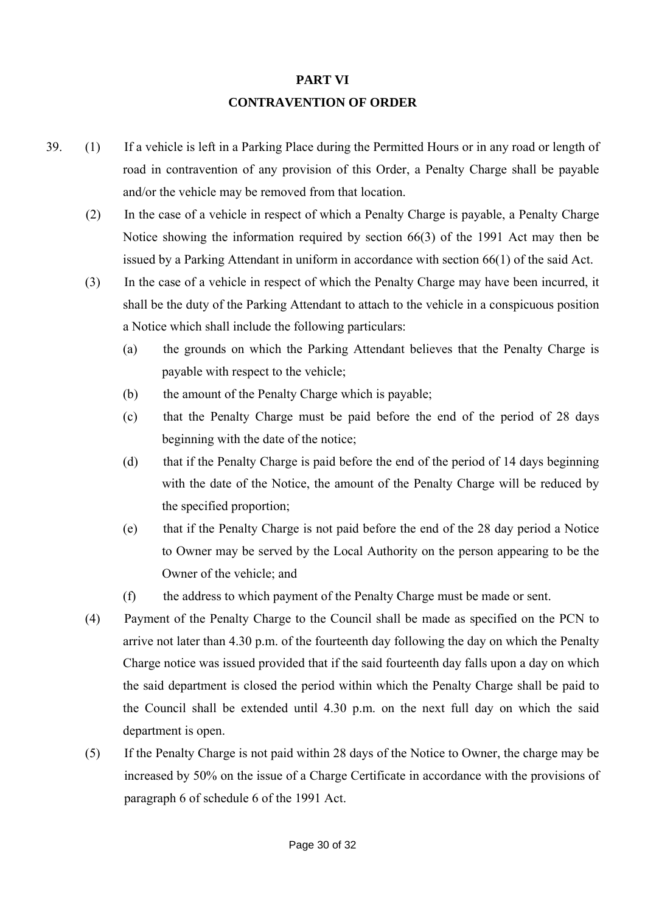## PART VI

## CONTRAVENTION OF ORDER

39. (1) If a vehicle is left in a Parking Place during the Permitted Hours or in any road or length of road in contravention of any provision of this Order, a Penalty Charge shall be payable and/or the vehicle may be removed from that location.

    (2) In the case of a vehicle in respect of which a Penalty Charge is payable, a Penalty Charge Notice showing the information required by section 66(3) of the 1991 Act may then be issued by a Parking Attendant in uniform in accordance with section 66(1) of the said Act.

    (3) In the case of a vehicle in respect of which the Penalty Charge may have been incurred, it shall be the duty of the Parking Attendant to attach to the vehicle in a conspicuous position a Notice which shall include the following particulars:

    (a) the grounds on which the Parking Attendant believes that the Penalty Charge is payable with respect to the vehicle;

    (b) the amount of the Penalty Charge which is payable;

    (c) that the Penalty Charge must be paid before the end of the period of 28 days beginning with the date of the notice;

    (d) that if the Penalty Charge is paid before the end of the period of 14 days beginning with the date of the Notice, the amount of the Penalty Charge will be reduced by the specified proportion;

    (e) that if the Penalty Charge is not paid before the end of the 28 day period a Notice to Owner may be served by the Local Authority on the person appearing to be the Owner of the vehicle; and

    (f) the address to which payment of the Penalty Charge must be made or sent.

    (4) Payment of the Penalty Charge to the Council shall be made as specified on the PCN to arrive not later than 4.30 p.m. of the fourteenth day following the day on which the Penalty Charge notice was issued provided that if the said fourteenth day falls upon a day on which the said department is closed the period within which the Penalty Charge shall be paid to the Council shall be extended until 4.30 p.m. on the next full day on which the said department is open.

    (5) If the Penalty Charge is not paid within 28 days of the Notice to Owner, the charge may be increased by 50% on the issue of a Charge Certificate in accordance with the provisions of paragraph 6 of schedule 6 of the 1991 Act.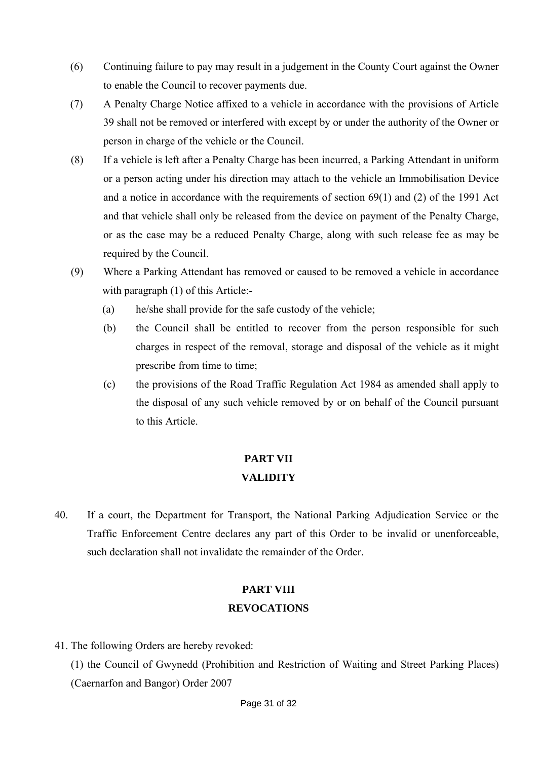(6) Continuing failure to pay may result in a judgement in the County Court against the Owner to enable the Council to recover payments due.

(7) A Penalty Charge Notice affixed to a vehicle in accordance with the provisions of Article 39 shall not be removed or interfered with except by or under the authority of the Owner or person in charge of the vehicle or the Council.

(8) If a vehicle is left after a Penalty Charge has been incurred, a Parking Attendant in uniform or a person acting under his direction may attach to the vehicle an Immobilisation Device and a notice in accordance with the requirements of section 69(1) and (2) of the 1991 Act and that vehicle shall only be released from the device on payment of the Penalty Charge, or as the case may be a reduced Penalty Charge, along with such release fee as may be required by the Council.

(9) Where a Parking Attendant has removed or caused to be removed a vehicle in accordance with paragraph (1) of this Article:-

   (a) he/she shall provide for the safe custody of the vehicle;

   (b) the Council shall be entitled to recover from the person responsible for such charges in respect of the removal, storage and disposal of the vehicle as it might prescribe from time to time;

   (c) the provisions of the Road Traffic Regulation Act 1984 as amended shall apply to the disposal of any such vehicle removed by or on behalf of the Council pursuant to this Article.

## PART VII
## VALIDITY

40. If a court, the Department for Transport, the National Parking Adjudication Service or the Traffic Enforcement Centre declares any part of this Order to be invalid or unenforceable, such declaration shall not invalidate the remainder of the Order.

## PART VIII
## REVOCATIONS

41. The following Orders are hereby revoked:

(1) the Council of Gwynedd (Prohibition and Restriction of Waiting and Street Parking Places) (Caernarfon and Bangor) Order 2007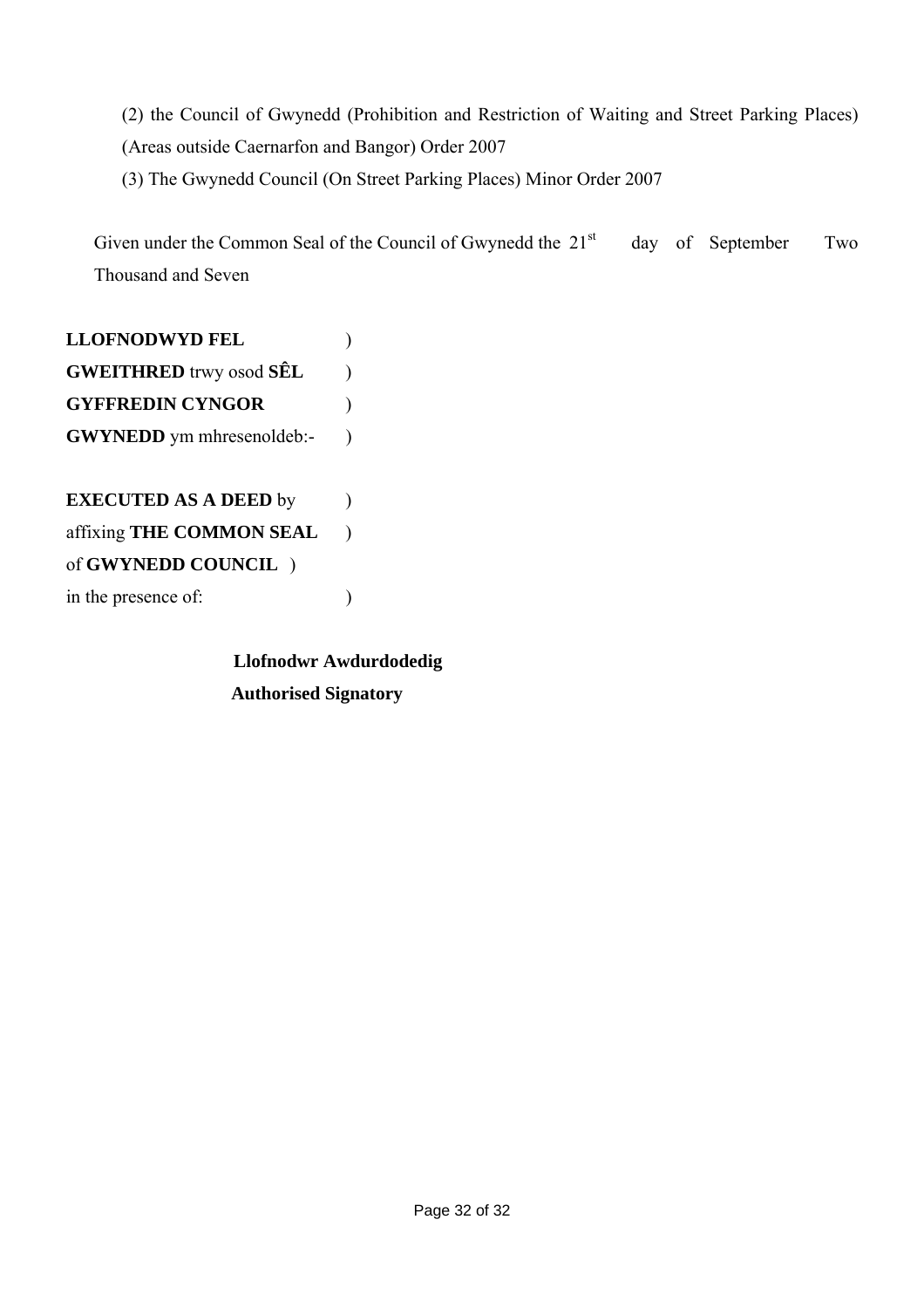(2) the Council of Gwynedd (Prohibition and Restriction of Waiting and Street Parking Places) (Areas outside Caernarfon and Bangor) Order 2007

(3) The Gwynedd Council (On Street Parking Places) Minor Order 2007

Given under the Common Seal of the Council of Gwynedd the 21st day of September Two Thousand and Seven

**LLOFNODWYD FEL** )
**GWEITHRED** trwy osod **SÊL** )
**GYFFREDIN CYNGOR** )
**GWYNEDD** ym mhresenoldeb:- )

**EXECUTED AS A DEED** by )
affixing **THE COMMON SEAL** )
of **GWYNEDD COUNCIL** )
in the presence of: )

**Llofnodwr Awdurdodedig**
**Authorised Signatory**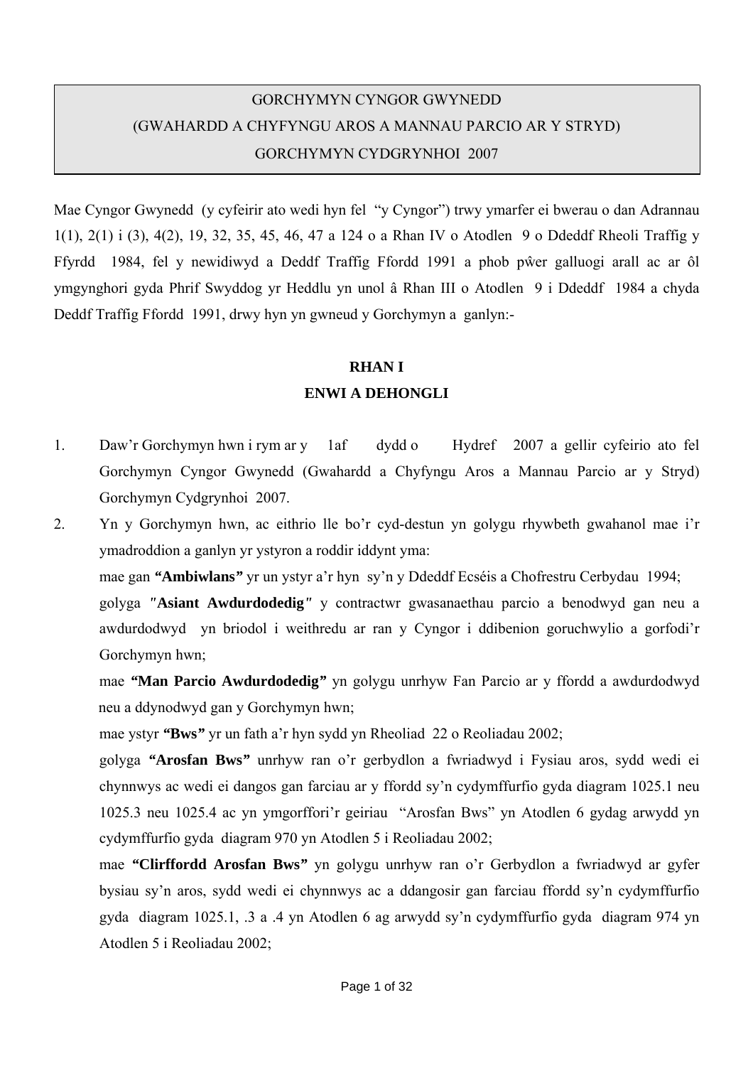# GORCHYMYN CYNGOR GWYNEDD
# (GWAHARDD A CHYFYNGU AROS A MANNAU PARCIO AR Y STRYD)
# GORCHYMYN CYDGRYNHOI 2007

Mae Cyngor Gwynedd (y cyfeirir ato wedi hyn fel "y Cyngor") trwy ymarfer ei bwerau o dan Adrannau 1(1), 2(1) i (3), 4(2), 19, 32, 35, 45, 46, 47 a 124 o a Rhan IV o Atodlen 9 o Ddeddf Rheoli Traffig y Ffyrdd 1984, fel y newidiwyd a Deddf Traffig Ffordd 1991 a phob pŵer galluogi arall ac ar ôl ymgynghori gyda Phrif Swyddog yr Heddlu yn unol â Rhan III o Atodlen 9 i Ddeddf 1984 a chyda Deddf Traffig Ffordd 1991, drwy hyn yn gwneud y Gorchymyn a ganlyn:-

## RHAN I
## ENWI A DEHONGLI

1. Daw'r Gorchymyn hwn i rym ar y 1af dydd o Hydref 2007 a gellir cyfeirio ato fel Gorchymyn Cyngor Gwynedd (Gwahardd a Chyfyngu Aros a Mannau Parcio ar y Stryd) Gorchymyn Cydgrynhoi 2007.

2. Yn y Gorchymyn hwn, ac eithrio lle bo'r cyd-destun yn golygu rhywbeth gwahanol mae i'r ymadroddion a ganlyn yr ystyron a roddir iddynt yma:

   mae gan **"Ambiwlans"** yr un ystyr a'r hyn sy'n y Ddeddf Ecséis a Chofrestru Cerbydau 1994;

   golyga **"Asiant Awdurdodedig"** y contractwr gwasanaethau parcio a benodwyd gan neu a awdurdodwyd yn briodol i weithredu ar ran y Cyngor i ddibenion goruchwylio a gorfodi'r Gorchymyn hwn;

   mae **"Man Parcio Awdurdodedig"** yn golygu unrhyw Fan Parcio ar y ffordd a awdurdodwyd neu a ddynodwyd gan y Gorchymyn hwn;

   mae ystyr **"Bws"** yr un fath a'r hyn sydd yn Rheoliad 22 o Reoliadau 2002;

   golyga **"Arosfan Bws"** unrhyw ran o'r gerbydlon a fwriadwyd i Fysiau aros, sydd wedi ei chynnwys ac wedi ei dangos gan farciau ar y ffordd sy'n cydymffurfio gyda diagram 1025.1 neu 1025.3 neu 1025.4 ac yn ymgorffori'r geiriau "Arosfan Bws" yn Atodlen 6 gydag arwydd yn cydymffurfio gyda diagram 970 yn Atodlen 5 i Reoliadau 2002;

   mae **"Clirffordd Arosfan Bws"** yn golygu unrhyw ran o'r Gerbydlon a fwriadwyd ar gyfer bysiau sy'n aros, sydd wedi ei chynnwys ac a ddangosir gan farciau ffordd sy'n cydymffurfio gyda diagram 1025.1, .3 a .4 yn Atodlen 6 ag arwydd sy'n cydymffurfio gyda diagram 974 yn Atodlen 5 i Reoliadau 2002;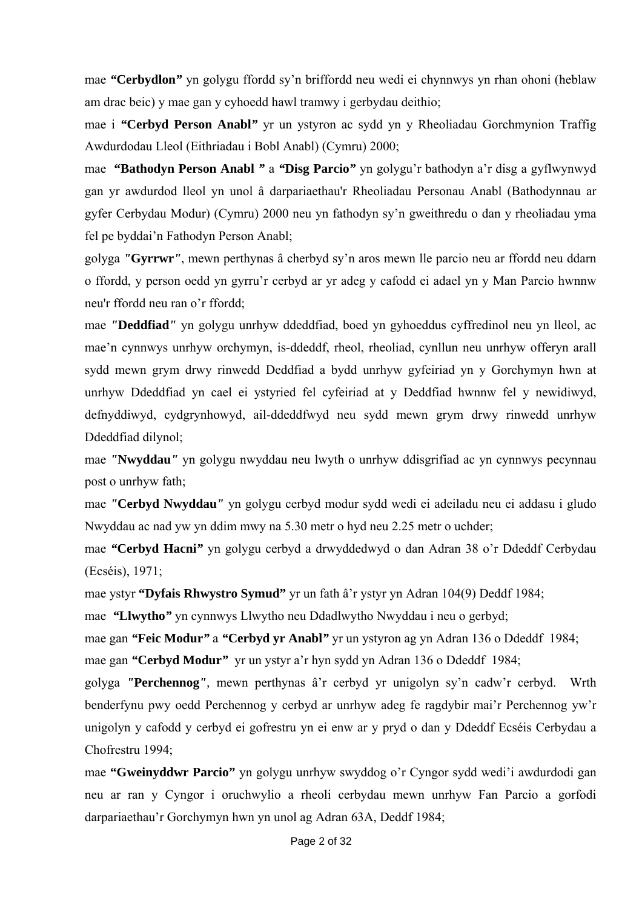mae **“Cerbydlon”** yn golygu ffordd sy’n briffordd neu wedi ei chynnwys yn rhan ohoni (heblaw am drac beic) y mae gan y cyhoedd hawl tramwy i gerbydau deithio;

mae i **“Cerbyd Person Anabl”** yr un ystyron ac sydd yn y Rheoliadau Gorchmynion Traffig Awdurdodau Lleol (Eithriadau i Bobl Anabl) (Cymru) 2000;

mae **“Bathodyn Person Anabl ”** a **“Disg Parcio”** yn golygu’r bathodyn a’r disg a gyflwynwyd gan yr awdurdod lleol yn unol â darpariaethau'r Rheoliadau Personau Anabl (Bathodynnau ar gyfer Cerbydau Modur) (Cymru) 2000 neu yn fathodyn sy’n gweithredu o dan y rheoliadau yma fel pe byddai’n Fathodyn Person Anabl;

golyga **"Gyrrwr"**, mewn perthynas â cherbyd sy’n aros mewn lle parcio neu ar ffordd neu ddarn o ffordd, y person oedd yn gyrru’r cerbyd ar yr adeg y cafodd ei adael yn y Man Parcio hwnnw neu'r ffordd neu ran o’r ffordd;

mae **"Deddfiad"** yn golygu unrhyw ddeddfiad, boed yn gyhoeddus cyffredinol neu yn lleol, ac mae’n cynnwys unrhyw orchymyn, is-ddeddf, rheol, rheoliad, cynllun neu unrhyw offeryn arall sydd mewn grym drwy rinwedd Deddfiad a bydd unrhyw gyfeiriad yn y Gorchymyn hwn at unrhyw Ddeddfiad yn cael ei ystyried fel cyfeiriad at y Deddfiad hwnnw fel y newidiwyd, defnyddiwyd, cydgrynhowyd, ail-ddeddfwyd neu sydd mewn grym drwy rinwedd unrhyw Ddeddfiad dilynol;

mae **"Nwyddau"** yn golygu nwyddau neu lwyth o unrhyw ddisgrifiad ac yn cynnwys pecynnau post o unrhyw fath;

mae **"Cerbyd Nwyddau"** yn golygu cerbyd modur sydd wedi ei adeiladu neu ei addasu i gludo Nwyddau ac nad yw yn ddim mwy na 5.30 metr o hyd neu 2.25 metr o uchder;

mae **“Cerbyd Hacni”** yn golygu cerbyd a drwyddedwyd o dan Adran 38 o’r Ddeddf Cerbydau (Ecséis), 1971;

mae ystyr **“Dyfais Rhwystro Symud”** yr un fath â’r ystyr yn Adran 104(9) Deddf 1984;

mae **“Llwytho”** yn cynnwys Llwytho neu Ddadlwytho Nwyddau i neu o gerbyd;

mae gan **“Feic Modur”** a **“Cerbyd yr Anabl”** yr un ystyron ag yn Adran 136 o Ddeddf 1984;

mae gan **“Cerbyd Modur”** yr un ystyr a’r hyn sydd yn Adran 136 o Ddeddf 1984;

golyga **"Perchennog"**, mewn perthynas â’r cerbyd yr unigolyn sy’n cadw’r cerbyd. Wrth benderfynu pwy oedd Perchennog y cerbyd ar unrhyw adeg fe ragdybir mai’r Perchennog yw’r unigolyn y cafodd y cerbyd ei gofrestru yn ei enw ar y pryd o dan y Ddeddf Ecséis Cerbydau a Chofrestru 1994;

mae **“Gweinyddwr Parcio”** yn golygu unrhyw swyddog o’r Cyngor sydd wedi’i awdurdodi gan neu ar ran y Cyngor i oruchwylio a rheoli cerbydau mewn unrhyw Fan Parcio a gorfodi darpariaethau’r Gorchymyn hwn yn unol ag Adran 63A, Deddf 1984;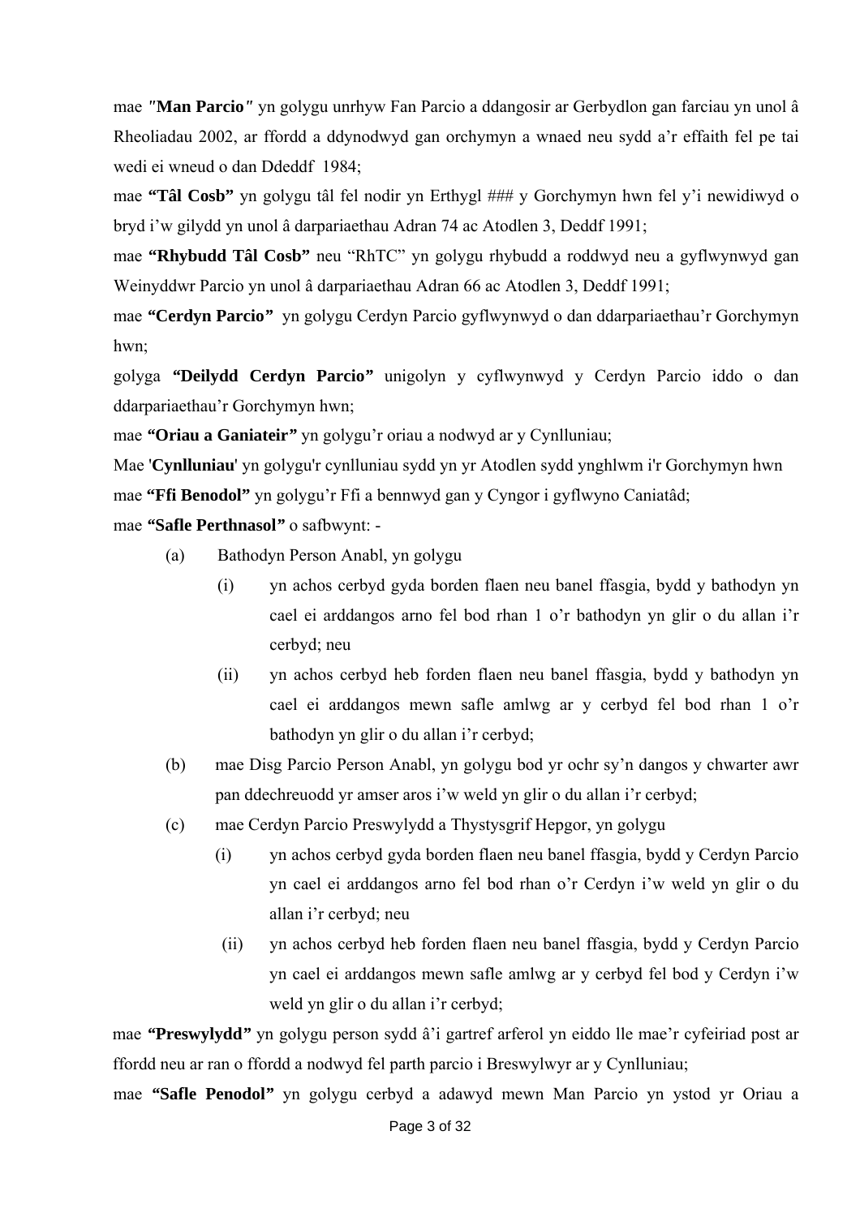mae *"***Man Parcio***"* yn golygu unrhyw Fan Parcio a ddangosir ar Gerbydlon gan farciau yn unol â Rheoliadau 2002, ar ffordd a ddynodwyd gan orchymyn a wnaed neu sydd a'r effaith fel pe tai wedi ei wneud o dan Ddeddf 1984;

mae **"Tâl Cosb"** yn golygu tâl fel nodir yn Erthygl ### y Gorchymyn hwn fel y'i newidiwyd o bryd i'w gilydd yn unol â darpariaethau Adran 74 ac Atodlen 3, Deddf 1991;

mae **"Rhybudd Tâl Cosb"** neu "RhTC" yn golygu rhybudd a roddwyd neu a gyflwynwyd gan Weinyddwr Parcio yn unol â darpariaethau Adran 66 ac Atodlen 3, Deddf 1991;

mae **"Cerdyn Parcio"** yn golygu Cerdyn Parcio gyflwynwyd o dan ddarpariaethau'r Gorchymyn hwn;

golyga **"Deilydd Cerdyn Parcio"** unigolyn y cyflwynwyd y Cerdyn Parcio iddo o dan ddarpariaethau'r Gorchymyn hwn;

mae **"Oriau a Ganiateir"** yn golygu'r oriau a nodwyd ar y Cynlluniau;

Mae '**Cynlluniau**' yn golygu'r cynlluniau sydd yn yr Atodlen sydd ynghlwm i'r Gorchymyn hwn

mae **"Ffi Benodol"** yn golygu'r Ffi a bennwyd gan y Cyngor i gyflwyno Caniatâd;

mae **"Safle Perthnasol"** o safbwynt: -

(a) Bathodyn Person Anabl, yn golygu

(i) yn achos cerbyd gyda borden flaen neu banel ffasgia, bydd y bathodyn yn cael ei arddangos arno fel bod rhan 1 o'r bathodyn yn glir o du allan i'r cerbyd; neu

(ii) yn achos cerbyd heb forden flaen neu banel ffasgia, bydd y bathodyn yn cael ei arddangos mewn safle amlwg ar y cerbyd fel bod rhan 1 o'r bathodyn yn glir o du allan i'r cerbyd;

(b) mae Disg Parcio Person Anabl, yn golygu bod yr ochr sy'n dangos y chwarter awr pan ddechreuodd yr amser aros i'w weld yn glir o du allan i'r cerbyd;

(c) mae Cerdyn Parcio Preswylydd a Thystysgrif Hepgor, yn golygu

(i) yn achos cerbyd gyda borden flaen neu banel ffasgia, bydd y Cerdyn Parcio yn cael ei arddangos arno fel bod rhan o'r Cerdyn i'w weld yn glir o du allan i'r cerbyd; neu

(ii) yn achos cerbyd heb forden flaen neu banel ffasgia, bydd y Cerdyn Parcio yn cael ei arddangos mewn safle amlwg ar y cerbyd fel bod y Cerdyn i'w weld yn glir o du allan i'r cerbyd;

mae **"Preswylydd"** yn golygu person sydd â'i gartref arferol yn eiddo lle mae'r cyfeiriad post ar ffordd neu ar ran o ffordd a nodwyd fel parth parcio i Breswylwyr ar y Cynlluniau;

mae **"Safle Penodol"** yn golygu cerbyd a adawyd mewn Man Parcio yn ystod yr Oriau a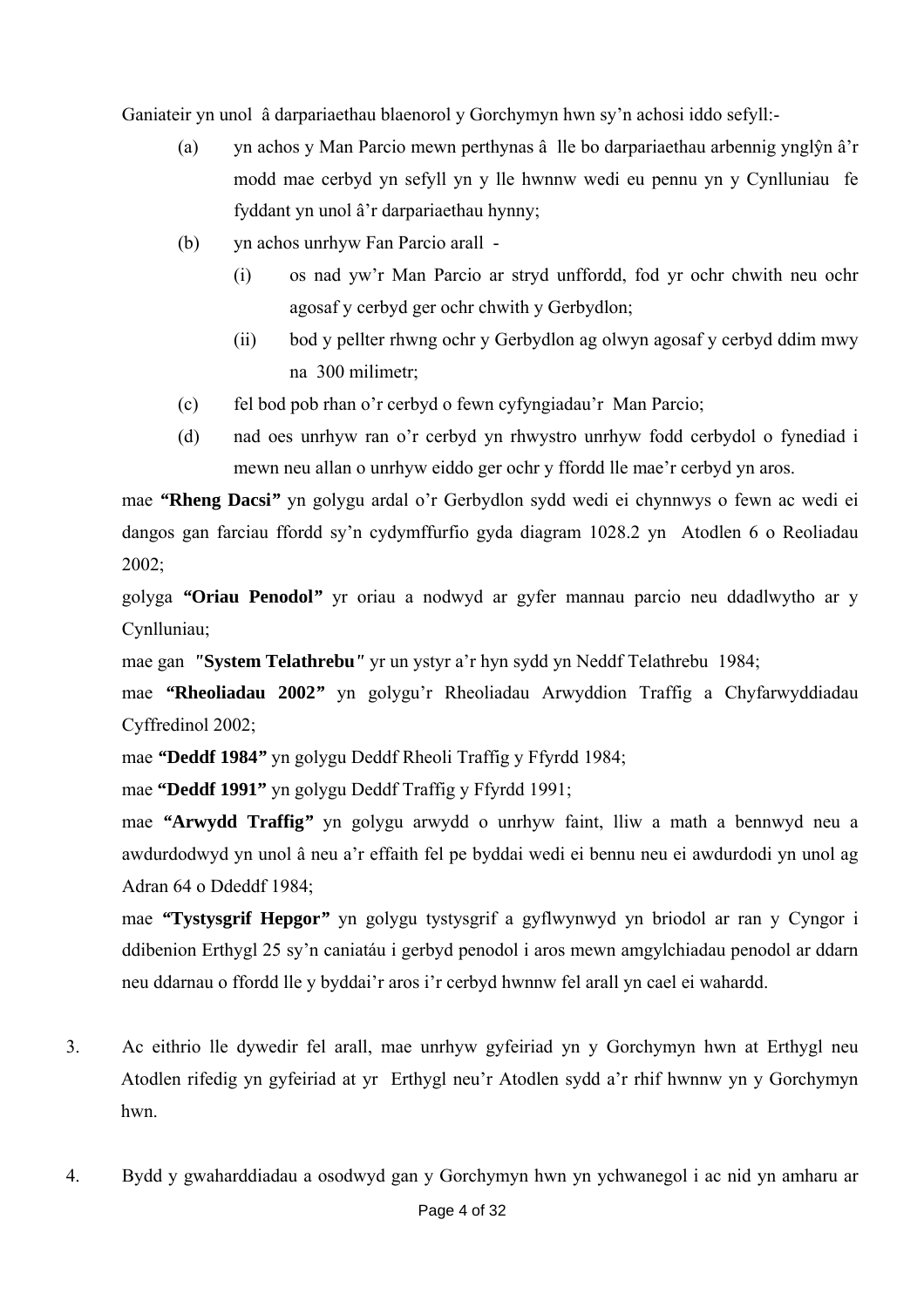Ganiateir yn unol â darpariaethau blaenorol y Gorchymyn hwn sy'n achosi iddo sefyll:-

(a) yn achos y Man Parcio mewn perthynas â lle bo darpariaethau arbennig ynglŷn â'r modd mae cerbyd yn sefyll yn y lle hwnnw wedi eu pennu yn y Cynlluniau fe fyddant yn unol â'r darpariaethau hynny;

(b) yn achos unrhyw Fan Parcio arall -

  (i) os nad yw'r Man Parcio ar stryd unffordd, fod yr ochr chwith neu ochr agosaf y cerbyd ger ochr chwith y Gerbydlon;

  (ii) bod y pellter rhwng ochr y Gerbydlon ag olwyn agosaf y cerbyd ddim mwy na 300 milimetr;

(c) fel bod pob rhan o'r cerbyd o fewn cyfyngiadau'r Man Parcio;

(d) nad oes unrhyw ran o'r cerbyd yn rhwystro unrhyw fodd cerbydol o fynediad i mewn neu allan o unrhyw eiddo ger ochr y ffordd lle mae'r cerbyd yn aros.

mae **"Rheng Dacsi"** yn golygu ardal o'r Gerbydlon sydd wedi ei chynnwys o fewn ac wedi ei dangos gan farciau ffordd sy'n cydymffurfio gyda diagram 1028.2 yn Atodlen 6 o Reoliadau 2002;

golyga **"Oriau Penodol"** yr oriau a nodwyd ar gyfer mannau parcio neu ddadlwytho ar y Cynlluniau;

mae gan **"System Telathrebu"** yr un ystyr a'r hyn sydd yn Neddf Telathrebu 1984;

mae **"Rheoliadau 2002"** yn golygu'r Rheoliadau Arwyddion Traffig a Chyfarwyddiadau Cyffredinol 2002;

mae **"Deddf 1984"** yn golygu Deddf Rheoli Traffig y Ffyrdd 1984;

mae **"Deddf 1991"** yn golygu Deddf Traffig y Ffyrdd 1991;

mae **"Arwydd Traffig"** yn golygu arwydd o unrhyw faint, lliw a math a bennwyd neu a awdurdodwyd yn unol â neu a'r effaith fel pe byddai wedi ei bennu neu ei awdurdodi yn unol ag Adran 64 o Ddeddf 1984;

mae **"Tystysgrif Hepgor"** yn golygu tystysgrif a gyflwynwyd yn briodol ar ran y Cyngor i ddibenion Erthygl 25 sy'n caniatáu i gerbyd penodol i aros mewn amgylchiadau penodol ar ddarn neu ddarnau o ffordd lle y byddai'r aros i'r cerbyd hwnnw fel arall yn cael ei wahardd.

3. Ac eithrio lle dywedir fel arall, mae unrhyw gyfeiriad yn y Gorchymyn hwn at Erthygl neu Atodlen rifedig yn gyfeiriad at yr Erthygl neu'r Atodlen sydd a'r rhif hwnnw yn y Gorchymyn hwn.

4. Bydd y gwaharddiadau a osodwyd gan y Gorchymyn hwn yn ychwanegol i ac nid yn amharu ar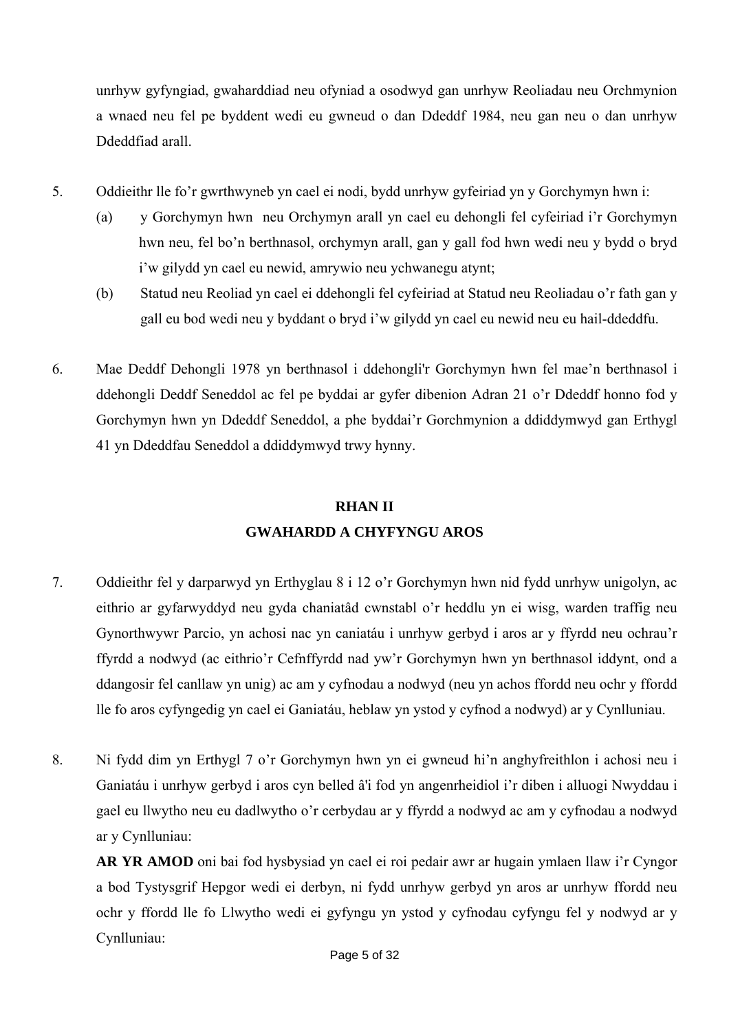unrhyw gyfyngiad, gwaharddiad neu ofyniad a osodwyd gan unrhyw Reoliadau neu Orchmynion a wnaed neu fel pe byddent wedi eu gwneud o dan Ddeddf 1984, neu gan neu o dan unrhyw Ddeddfiad arall.

5. Oddieithr lle fo'r gwrthwyneb yn cael ei nodi, bydd unrhyw gyfeiriad yn y Gorchymyn hwn i:

   (a) y Gorchymyn hwn neu Orchymyn arall yn cael eu dehongli fel cyfeiriad i'r Gorchymyn hwn neu, fel bo'n berthnasol, orchymyn arall, gan y gall fod hwn wedi neu y bydd o bryd i'w gilydd yn cael eu newid, amrywio neu ychwanegu atynt;

   (b) Statud neu Reoliad yn cael ei ddehongli fel cyfeiriad at Statud neu Reoliadau o'r fath gan y gall eu bod wedi neu y byddant o bryd i'w gilydd yn cael eu newid neu eu hail-ddeddfu.

6. Mae Deddf Dehongli 1978 yn berthnasol i ddehongli'r Gorchymyn hwn fel mae'n berthnasol i ddehongli Deddf Seneddol ac fel pe byddai ar gyfer dibenion Adran 21 o'r Ddeddf honno fod y Gorchymyn hwn yn Ddeddf Seneddol, a phe byddai'r Gorchmynion a ddiddymwyd gan Erthygl 41 yn Ddeddfau Seneddol a ddiddymwyd trwy hynny.

## RHAN II
## GWAHARDD A CHYFYNGU AROS

7. Oddieithr fel y darparwyd yn Erthyglau 8 i 12 o'r Gorchymyn hwn nid fydd unrhyw unigolyn, ac eithrio ar gyfarwyddyd neu gyda chaniatâd cwnstabl o'r heddlu yn ei wisg, warden traffig neu Gynorthwywr Parcio, yn achosi nac yn caniatáu i unrhyw gerbyd i aros ar y ffyrdd neu ochrau'r ffyrdd a nodwyd (ac eithrio'r Cefnffyrdd nad yw'r Gorchymyn hwn yn berthnasol iddynt, ond a ddangosir fel canllaw yn unig) ac am y cyfnodau a nodwyd (neu yn achos ffordd neu ochr y ffordd lle fo aros cyfyngedig yn cael ei Ganiatáu, heblaw yn ystod y cyfnod a nodwyd) ar y Cynlluniau.

8. Ni fydd dim yn Erthygl 7 o'r Gorchymyn hwn yn ei gwneud hi'n anghyfreithlon i achosi neu i Ganiatáu i unrhyw gerbyd i aros cyn belled â'i fod yn angenrheidiol i'r diben i alluogi Nwyddau i gael eu llwytho neu eu dadlwytho o'r cerbydau ar y ffyrdd a nodwyd ac am y cyfnodau a nodwyd ar y Cynlluniau:

   **AR YR AMOD** oni bai fod hysbysiad yn cael ei roi pedair awr ar hugain ymlaen llaw i'r Cyngor a bod Tystysgrif Hepgor wedi ei derbyn, ni fydd unrhyw gerbyd yn aros ar unrhyw ffordd neu ochr y ffordd lle fo Llwytho wedi ei gyfyngu yn ystod y cyfnodau cyfyngu fel y nodwyd ar y Cynlluniau: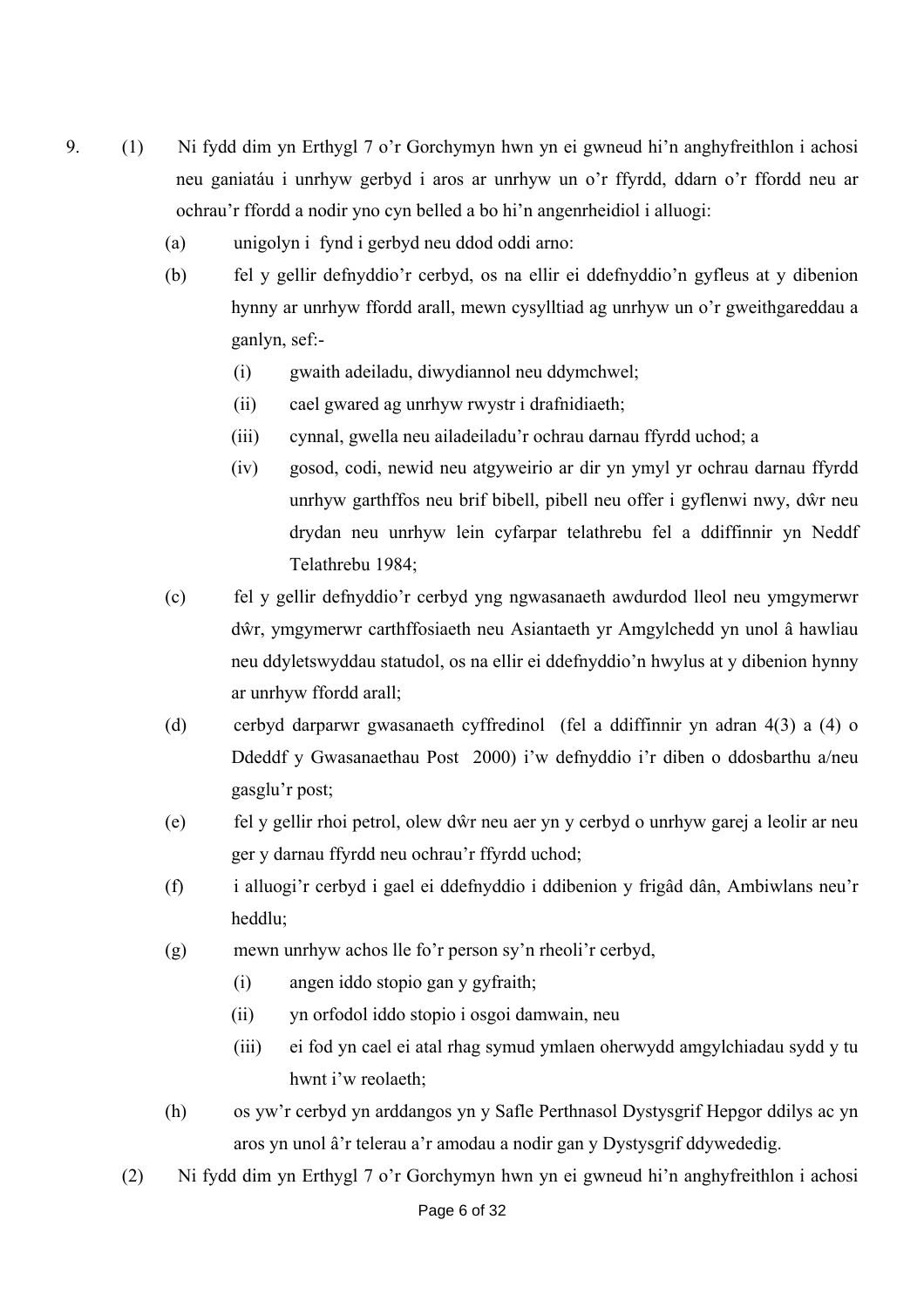9. (1) Ni fydd dim yn Erthygl 7 o'r Gorchymyn hwn yn ei gwneud hi'n anghyfreithlon i achosi neu ganiatáu i unrhyw gerbyd i aros ar unrhyw un o'r ffyrdd, ddarn o'r ffordd neu ar ochrau'r ffordd a nodir yno cyn belled a bo hi'n angenrheidiol i alluogi:

   (a) unigolyn i fynd i gerbyd neu ddod oddi arno:

   (b) fel y gellir defnyddio'r cerbyd, os na ellir ei ddefnyddio'n gyfleus at y dibenion hynny ar unrhyw ffordd arall, mewn cysylltiad ag unrhyw un o'r gweithgareddau a ganlyn, sef:-

      (i) gwaith adeiladu, diwydiannol neu ddymchwel;

      (ii) cael gwared ag unrhyw rwystr i drafnidiaeth;

      (iii) cynnal, gwella neu ailadeiladu'r ochrau darnau ffyrdd uchod; a

      (iv) gosod, codi, newid neu atgyweirio ar dir yn ymyl yr ochrau darnau ffyrdd unrhyw garthffos neu brif bibell, pibell neu offer i gyflenwi nwy, dŵr neu drydan neu unrhyw lein cyfarpar telathrebu fel a ddiffinnir yn Neddf Telathrebu 1984;

   (c) fel y gellir defnyddio'r cerbyd yng ngwasanaeth awdurdod lleol neu ymgymerwr dŵr, ymgymerwr carthffosiaeth neu Asiantaeth yr Amgylchedd yn unol â hawliau neu ddyletswyddau statudol, os na ellir ei ddefnyddio'n hwylus at y dibenion hynny ar unrhyw ffordd arall;

   (d) cerbyd darparwr gwasanaeth cyffredinol (fel a ddiffinnir yn adran 4(3) a (4) o Ddeddf y Gwasanaethau Post 2000) i'w defnyddio i'r diben o ddosbarthu a/neu gasglu'r post;

   (e) fel y gellir rhoi petrol, olew dŵr neu aer yn y cerbyd o unrhyw garej a leolir ar neu ger y darnau ffyrdd neu ochrau'r ffyrdd uchod;

   (f) i alluogi'r cerbyd i gael ei ddefnyddio i ddibenion y frigâd dân, Ambiwlans neu'r heddlu;

   (g) mewn unrhyw achos lle fo'r person sy'n rheoli'r cerbyd,

      (i) angen iddo stopio gan y gyfraith;

      (ii) yn orfodol iddo stopio i osgoi damwain, neu

      (iii) ei fod yn cael ei atal rhag symud ymlaen oherwydd amgylchiadau sydd y tu hwnt i'w reolaeth;

   (h) os yw'r cerbyd yn arddangos yn y Safle Perthnasol Dystysgrif Hepgor ddilys ac yn aros yn unol â'r telerau a'r amodau a nodir gan y Dystysgrif ddywededig.

(2) Ni fydd dim yn Erthygl 7 o'r Gorchymyn hwn yn ei gwneud hi'n anghyfreithlon i achosi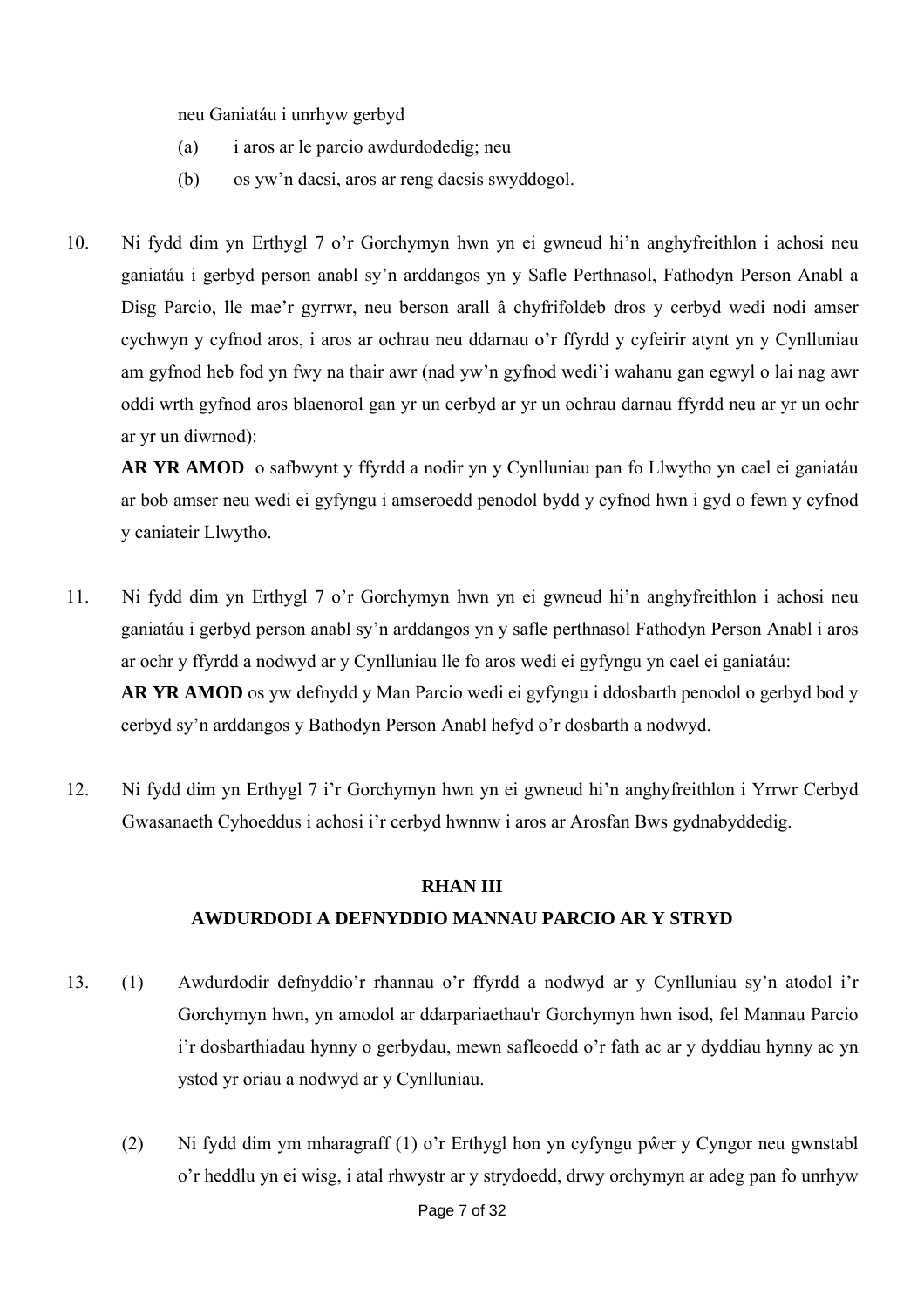neu Ganiatáu i unrhyw gerbyd

(a) i aros ar le parcio awdurdodedig; neu

(b) os yw'n dacsi, aros ar reng dacsis swyddogol.

10. Ni fydd dim yn Erthygl 7 o'r Gorchymyn hwn yn ei gwneud hi'n anghyfreithlon i achosi neu ganiatáu i gerbyd person anabl sy'n arddangos yn y Safle Perthnasol, Fathodyn Person Anabl a Disg Parcio, lle mae'r gyrrwr, neu berson arall â chyfrifoldeb dros y cerbyd wedi nodi amser cychwyn y cyfnod aros, i aros ar ochrau neu ddarnau o'r ffyrdd y cyfeirir atynt yn y Cynlluniau am gyfnod heb fod yn fwy na thair awr (nad yw'n gyfnod wedi'i wahanu gan egwyl o lai nag awr oddi wrth gyfnod aros blaenorol gan yr un cerbyd ar yr un ochrau darnau ffyrdd neu ar yr un ochr ar yr un diwrnod):

**AR YR AMOD** o safbwynt y ffyrdd a nodir yn y Cynlluniau pan fo Llwytho yn cael ei ganiatáu ar bob amser neu wedi ei gyfyngu i amseroedd penodol bydd y cyfnod hwn i gyd o fewn y cyfnod y caniateir Llwytho.

11. Ni fydd dim yn Erthygl 7 o'r Gorchymyn hwn yn ei gwneud hi'n anghyfreithlon i achosi neu ganiatáu i gerbyd person anabl sy'n arddangos yn y safle perthnasol Fathodyn Person Anabl i aros ar ochr y ffyrdd a nodwyd ar y Cynlluniau lle fo aros wedi ei gyfyngu yn cael ei ganiatáu:

**AR YR AMOD** os yw defnydd y Man Parcio wedi ei gyfyngu i ddosbarth penodol o gerbyd bod y cerbyd sy'n arddangos y Bathodyn Person Anabl hefyd o'r dosbarth a nodwyd.

12. Ni fydd dim yn Erthygl 7 i'r Gorchymyn hwn yn ei gwneud hi'n anghyfreithlon i Yrrwr Cerbyd Gwasanaeth Cyhoeddus i achosi i'r cerbyd hwnnw i aros ar Arosfan Bws gydnabyddedig.

## RHAN III
## AWDURDODI A DEFNYDDIO MANNAU PARCIO AR Y STRYD

13. (1) Awdurdodir defnyddio'r rhannau o'r ffyrdd a nodwyd ar y Cynlluniau sy'n atodol i'r Gorchymyn hwn, yn amodol ar ddarpariaethau'r Gorchymyn hwn isod, fel Mannau Parcio i'r dosbarthiadau hynny o gerbydau, mewn safleoedd o'r fath ac ar y dyddiau hynny ac yn ystod yr oriau a nodwyd ar y Cynlluniau.

(2) Ni fydd dim ym mharagraff (1) o'r Erthygl hon yn cyfyngu pŵer y Cyngor neu gwnstabl o'r heddlu yn ei wisg, i atal rhwystr ar y strydoedd, drwy orchymyn ar adeg pan fo unrhyw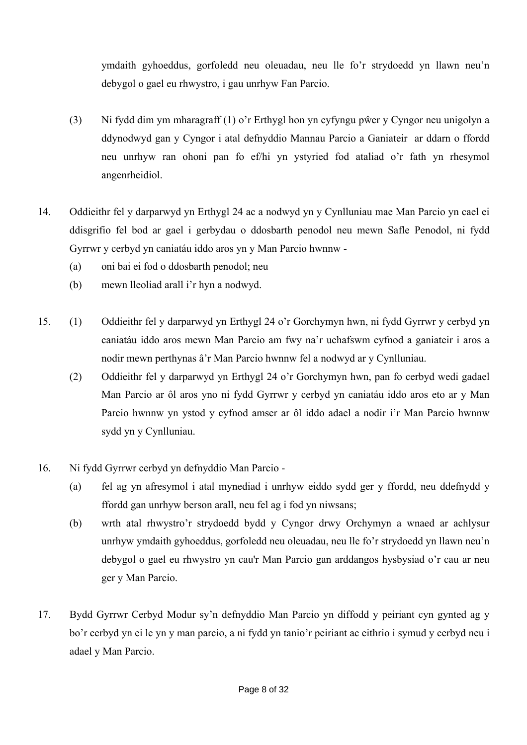ymdaith gyhoeddus, gorfoledd neu oleuadau, neu lle fo'r strydoedd yn llawn neu'n debygol o gael eu rhwystro, i gau unrhyw Fan Parcio.

(3) Ni fydd dim ym mharagraff (1) o'r Erthygl hon yn cyfyngu pŵer y Cyngor neu unigolyn a ddynodwyd gan y Cyngor i atal defnyddio Mannau Parcio a Ganiateir ar ddarn o ffordd neu unrhyw ran ohoni pan fo ef/hi yn ystyried fod ataliad o'r fath yn rhesymol angenrheidiol.

14. Oddieithr fel y darparwyd yn Erthygl 24 ac a nodwyd yn y Cynlluniau mae Man Parcio yn cael ei ddisgrifio fel bod ar gael i gerbydau o ddosbarth penodol neu mewn Safle Penodol, ni fydd Gyrrwr y cerbyd yn caniatáu iddo aros yn y Man Parcio hwnnw -

(a) oni bai ei fod o ddosbarth penodol; neu

(b) mewn lleoliad arall i'r hyn a nodwyd.

15. (1) Oddieithr fel y darparwyd yn Erthygl 24 o'r Gorchymyn hwn, ni fydd Gyrrwr y cerbyd yn caniatáu iddo aros mewn Man Parcio am fwy na'r uchafswm cyfnod a ganiateir i aros a nodir mewn perthynas â'r Man Parcio hwnnw fel a nodwyd ar y Cynlluniau.

(2) Oddieithr fel y darparwyd yn Erthygl 24 o'r Gorchymyn hwn, pan fo cerbyd wedi gadael Man Parcio ar ôl aros yno ni fydd Gyrrwr y cerbyd yn caniatáu iddo aros eto ar y Man Parcio hwnnw yn ystod y cyfnod amser ar ôl iddo adael a nodir i'r Man Parcio hwnnw sydd yn y Cynlluniau.

16. Ni fydd Gyrrwr cerbyd yn defnyddio Man Parcio -

(a) fel ag yn afresymol i atal mynediad i unrhyw eiddo sydd ger y ffordd, neu ddefnydd y ffordd gan unrhyw berson arall, neu fel ag i fod yn niwsans;

(b) wrth atal rhwystro'r strydoedd bydd y Cyngor drwy Orchymyn a wnaed ar achlysur unrhyw ymdaith gyhoeddus, gorfoledd neu oleuadau, neu lle fo'r strydoedd yn llawn neu'n debygol o gael eu rhwystro yn cau'r Man Parcio gan arddangos hysbysiad o'r cau ar neu ger y Man Parcio.

17. Bydd Gyrrwr Cerbyd Modur sy'n defnyddio Man Parcio yn diffodd y peiriant cyn gynted ag y bo'r cerbyd yn ei le yn y man parcio, a ni fydd yn tanio'r peiriant ac eithrio i symud y cerbyd neu i adael y Man Parcio.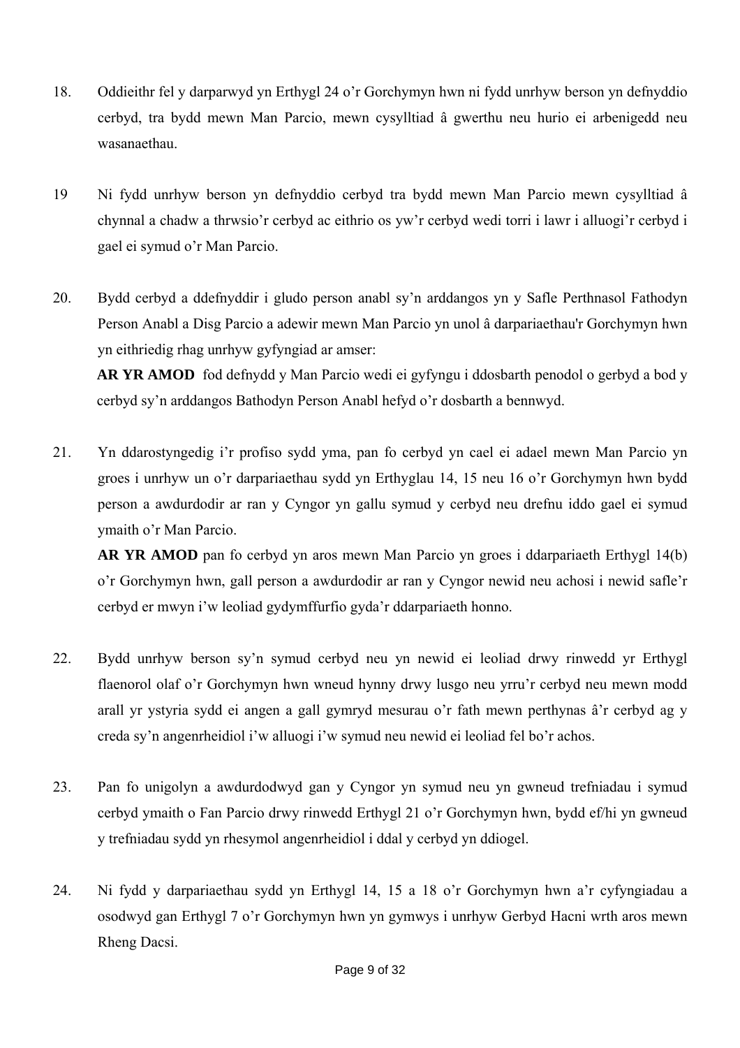18. Oddieithr fel y darparwyd yn Erthygl 24 o'r Gorchymyn hwn ni fydd unrhyw berson yn defnyddio cerbyd, tra bydd mewn Man Parcio, mewn cysylltiad â gwerthu neu hurio ei arbenigedd neu wasanaethau.

19 Ni fydd unrhyw berson yn defnyddio cerbyd tra bydd mewn Man Parcio mewn cysylltiad â chynnal a chadw a thrwsio'r cerbyd ac eithrio os yw'r cerbyd wedi torri i lawr i alluogi'r cerbyd i gael ei symud o'r Man Parcio.

20. Bydd cerbyd a ddefnyddir i gludo person anabl sy'n arddangos yn y Safle Perthnasol Fathodyn Person Anabl a Disg Parcio a adewir mewn Man Parcio yn unol â darpariaethau'r Gorchymyn hwn yn eithriedig rhag unrhyw gyfyngiad ar amser:

    **AR YR AMOD** fod defnydd y Man Parcio wedi ei gyfyngu i ddosbarth penodol o gerbyd a bod y cerbyd sy'n arddangos Bathodyn Person Anabl hefyd o'r dosbarth a bennwyd.

21. Yn ddarostyngedig i'r profiso sydd yma, pan fo cerbyd yn cael ei adael mewn Man Parcio yn groes i unrhyw un o'r darpariaethau sydd yn Erthyglau 14, 15 neu 16 o'r Gorchymyn hwn bydd person a awdurdodir ar ran y Cyngor yn gallu symud y cerbyd neu drefnu iddo gael ei symud ymaith o'r Man Parcio.

    **AR YR AMOD** pan fo cerbyd yn aros mewn Man Parcio yn groes i ddarpariaeth Erthygl 14(b) o'r Gorchymyn hwn, gall person a awdurdodir ar ran y Cyngor newid neu achosi i newid safle'r cerbyd er mwyn i'w leoliad gydymffurfio gyda'r ddarpariaeth honno.

22. Bydd unrhyw berson sy'n symud cerbyd neu yn newid ei leoliad drwy rinwedd yr Erthygl flaenorol olaf o'r Gorchymyn hwn wneud hynny drwy lusgo neu yrru'r cerbyd neu mewn modd arall yr ystyria sydd ei angen a gall gymryd mesurau o'r fath mewn perthynas â'r cerbyd ag y creda sy'n angenrheidiol i'w alluogi i'w symud neu newid ei leoliad fel bo'r achos.

23. Pan fo unigolyn a awdurdodwyd gan y Cyngor yn symud neu yn gwneud trefniadau i symud cerbyd ymaith o Fan Parcio drwy rinwedd Erthygl 21 o'r Gorchymyn hwn, bydd ef/hi yn gwneud y trefniadau sydd yn rhesymol angenrheidiol i ddal y cerbyd yn ddiogel.

24. Ni fydd y darpariaethau sydd yn Erthygl 14, 15 a 18 o'r Gorchymyn hwn a'r cyfyngiadau a osodwyd gan Erthygl 7 o'r Gorchymyn hwn yn gymwys i unrhyw Gerbyd Hacni wrth aros mewn Rheng Dacsi.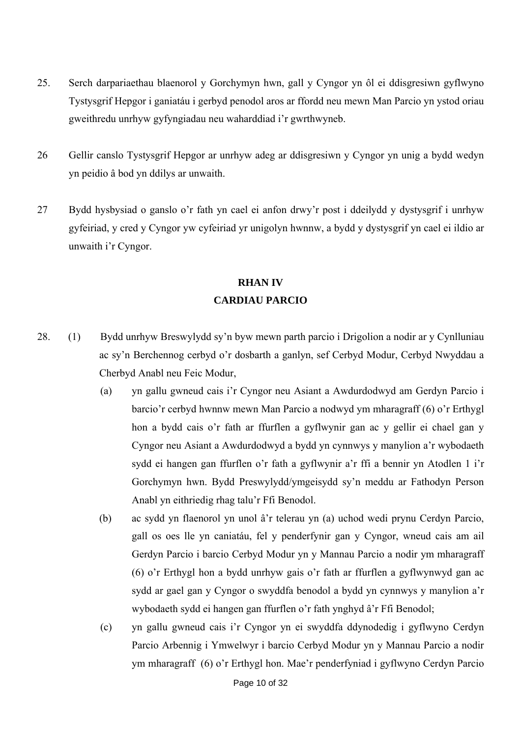25. Serch darpariaethau blaenorol y Gorchymyn hwn, gall y Cyngor yn ôl ei ddisgresiwn gyflwyno Tystysgrif Hepgor i ganiatáu i gerbyd penodol aros ar ffordd neu mewn Man Parcio yn ystod oriau gweithredu unrhyw gyfyngiadau neu waharddiad i'r gwrthwyneb.

26 Gellir canslo Tystysgrif Hepgor ar unrhyw adeg ar ddisgresiwn y Cyngor yn unig a bydd wedyn yn peidio â bod yn ddilys ar unwaith.

27 Bydd hysbysiad o ganslo o'r fath yn cael ei anfon drwy'r post i ddeilydd y dystysgrif i unrhyw gyfeiriad, y cred y Cyngor yw cyfeiriad yr unigolyn hwnnw, a bydd y dystysgrif yn cael ei ildio ar unwaith i'r Cyngor.

## RHAN IV
## CARDIAU PARCIO

28. (1) Bydd unrhyw Breswylydd sy'n byw mewn parth parcio i Drigolion a nodir ar y Cynlluniau ac sy'n Berchennog cerbyd o'r dosbarth a ganlyn, sef Cerbyd Modur, Cerbyd Nwyddau a Cherbyd Anabl neu Feic Modur,

   (a) yn gallu gwneud cais i'r Cyngor neu Asiant a Awdurdodwyd am Gerdyn Parcio i barcio'r cerbyd hwnnw mewn Man Parcio a nodwyd ym mharagraff (6) o'r Erthygl hon a bydd cais o'r fath ar ffurflen a gyflwynir gan ac y gellir ei chael gan y Cyngor neu Asiant a Awdurdodwyd a bydd yn cynnwys y manylion a'r wybodaeth sydd ei hangen gan ffurflen o'r fath a gyflwynir a'r ffi a bennir yn Atodlen 1 i'r Gorchymyn hwn. Bydd Preswylydd/ymgeisydd sy'n meddu ar Fathodyn Person Anabl yn eithriedig rhag talu'r Ffi Benodol.

   (b) ac sydd yn flaenorol yn unol â'r telerau yn (a) uchod wedi prynu Cerdyn Parcio, gall os oes lle yn caniatáu, fel y penderfynir gan y Cyngor, wneud cais am ail Gerdyn Parcio i barcio Cerbyd Modur yn y Mannau Parcio a nodir ym mharagraff (6) o'r Erthygl hon a bydd unrhyw gais o'r fath ar ffurflen a gyflwynwyd gan ac sydd ar gael gan y Cyngor o swyddfa benodol a bydd yn cynnwys y manylion a'r wybodaeth sydd ei hangen gan ffurflen o'r fath ynghyd â'r Ffi Benodol;

   (c) yn gallu gwneud cais i'r Cyngor yn ei swyddfa ddynodedig i gyflwyno Cerdyn Parcio Arbennig i Ymwelwyr i barcio Cerbyd Modur yn y Mannau Parcio a nodir ym mharagraff (6) o'r Erthygl hon. Mae'r penderfyniad i gyflwyno Cerdyn Parcio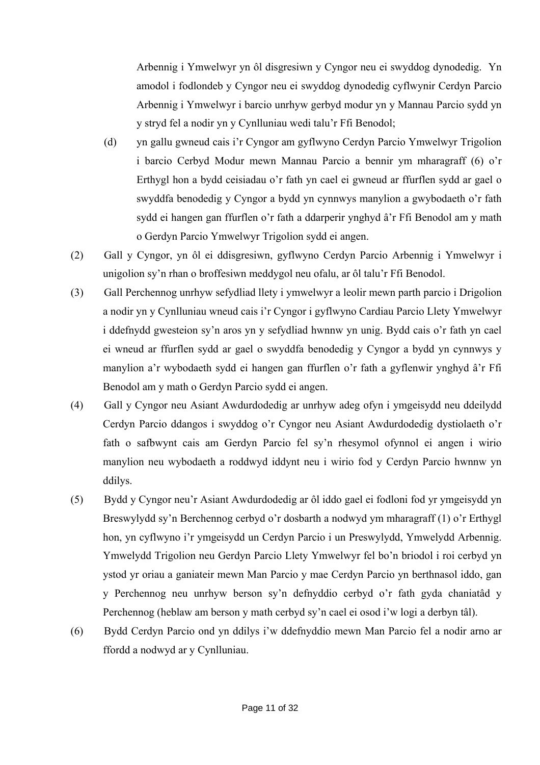Arbennig i Ymwelwyr yn ôl disgresiwn y Cyngor neu ei swyddog dynodedig. Yn amodol i fodlondeb y Cyngor neu ei swyddog dynodedig cyflwynir Cerdyn Parcio Arbennig i Ymwelwyr i barcio unrhyw gerbyd modur yn y Mannau Parcio sydd yn y stryd fel a nodir yn y Cynlluniau wedi talu'r Ffi Benodol;

(d) yn gallu gwneud cais i'r Cyngor am gyflwyno Cerdyn Parcio Ymwelwyr Trigolion i barcio Cerbyd Modur mewn Mannau Parcio a bennir ym mharagraff (6) o'r Erthygl hon a bydd ceisiadau o'r fath yn cael ei gwneud ar ffurflen sydd ar gael o swyddfa benodedig y Cyngor a bydd yn cynnwys manylion a gwybodaeth o'r fath sydd ei hangen gan ffurflen o'r fath a ddarperir ynghyd â'r Ffi Benodol am y math o Gerdyn Parcio Ymwelwyr Trigolion sydd ei angen.

(2) Gall y Cyngor, yn ôl ei ddisgresiwn, gyflwyno Cerdyn Parcio Arbennig i Ymwelwyr i unigolion sy'n rhan o broffesiwn meddygol neu ofalu, ar ôl talu'r Ffi Benodol.

(3) Gall Perchennog unrhyw sefydliad llety i ymwelwyr a leolir mewn parth parcio i Drigolion a nodir yn y Cynlluniau wneud cais i'r Cyngor i gyflwyno Cardiau Parcio Llety Ymwelwyr i ddefnydd gwesteion sy'n aros yn y sefydliad hwnnw yn unig. Bydd cais o'r fath yn cael ei wneud ar ffurflen sydd ar gael o swyddfa benodedig y Cyngor a bydd yn cynnwys y manylion a'r wybodaeth sydd ei hangen gan ffurflen o'r fath a gyflenwir ynghyd â'r Ffi Benodol am y math o Gerdyn Parcio sydd ei angen.

(4) Gall y Cyngor neu Asiant Awdurdodedig ar unrhyw adeg ofyn i ymgeisydd neu ddeilydd Cerdyn Parcio ddangos i swyddog o'r Cyngor neu Asiant Awdurdodedig dystiolaeth o'r fath o safbwynt cais am Gerdyn Parcio fel sy'n rhesymol ofynnol ei angen i wirio manylion neu wybodaeth a roddwyd iddynt neu i wirio fod y Cerdyn Parcio hwnnw yn ddilys.

(5) Bydd y Cyngor neu'r Asiant Awdurdodedig ar ôl iddo gael ei fodloni fod yr ymgeisydd yn Breswylydd sy'n Berchennog cerbyd o'r dosbarth a nodwyd ym mharagraff (1) o'r Erthygl hon, yn cyflwyno i'r ymgeisydd un Cerdyn Parcio i un Preswylydd, Ymwelydd Arbennig. Ymwelydd Trigolion neu Gerdyn Parcio Llety Ymwelwyr fel bo'n briodol i roi cerbyd yn ystod yr oriau a ganiateir mewn Man Parcio y mae Cerdyn Parcio yn berthnasol iddo, gan y Perchennog neu unrhyw berson sy'n defnyddio cerbyd o'r fath gyda chaniatâd y Perchennog (heblaw am berson y math cerbyd sy'n cael ei osod i'w logi a derbyn tâl).

(6) Bydd Cerdyn Parcio ond yn ddilys i'w ddefnyddio mewn Man Parcio fel a nodir arno ar ffordd a nodwyd ar y Cynlluniau.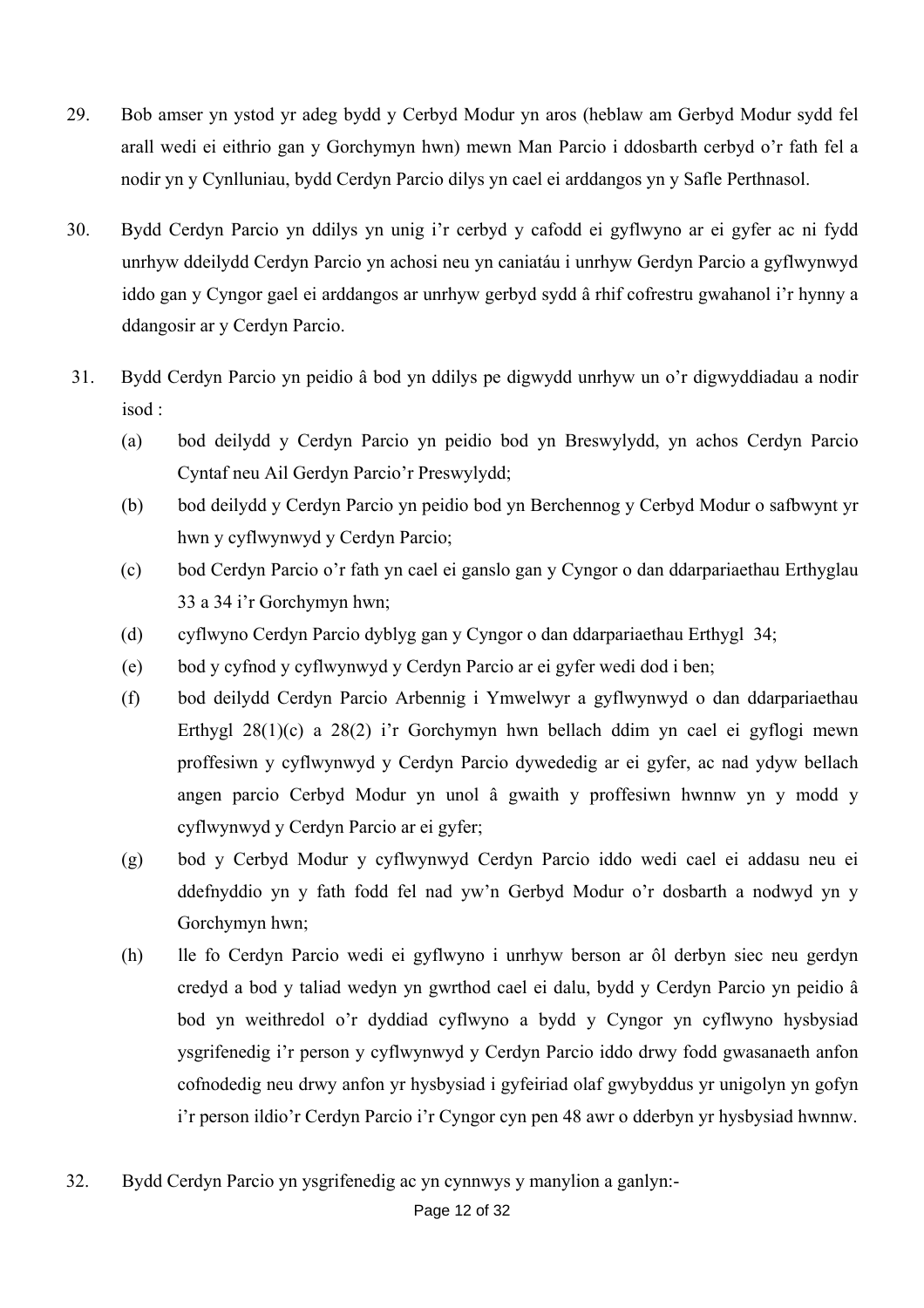29. Bob amser yn ystod yr adeg bydd y Cerbyd Modur yn aros (heblaw am Gerbyd Modur sydd fel arall wedi ei eithrio gan y Gorchymyn hwn) mewn Man Parcio i ddosbarth cerbyd o'r fath fel a nodir yn y Cynlluniau, bydd Cerdyn Parcio dilys yn cael ei arddangos yn y Safle Perthnasol.

30. Bydd Cerdyn Parcio yn ddilys yn unig i'r cerbyd y cafodd ei gyflwyno ar ei gyfer ac ni fydd unrhyw ddeilydd Cerdyn Parcio yn achosi neu yn caniatáu i unrhyw Gerdyn Parcio a gyflwynwyd iddo gan y Cyngor gael ei arddangos ar unrhyw gerbyd sydd â rhif cofrestru gwahanol i'r hynny a ddangosir ar y Cerdyn Parcio.

31. Bydd Cerdyn Parcio yn peidio â bod yn ddilys pe digwydd unrhyw un o'r digwyddiadau a nodir isod :

    (a) bod deilydd y Cerdyn Parcio yn peidio bod yn Breswylydd, yn achos Cerdyn Parcio Cyntaf neu Ail Gerdyn Parcio'r Preswylydd;

    (b) bod deilydd y Cerdyn Parcio yn peidio bod yn Berchennog y Cerbyd Modur o safbwynt yr hwn y cyflwynwyd y Cerdyn Parcio;

    (c) bod Cerdyn Parcio o'r fath yn cael ei ganslo gan y Cyngor o dan ddarpariaethau Erthyglau 33 a 34 i'r Gorchymyn hwn;

    (d) cyflwyno Cerdyn Parcio dyblyg gan y Cyngor o dan ddarpariaethau Erthygl 34;

    (e) bod y cyfnod y cyflwynwyd y Cerdyn Parcio ar ei gyfer wedi dod i ben;

    (f) bod deilydd Cerdyn Parcio Arbennig i Ymwelwyr a gyflwynwyd o dan ddarpariaethau Erthygl 28(1)(c) a 28(2) i'r Gorchymyn hwn bellach ddim yn cael ei gyflogi mewn proffesiwn y cyflwynwyd y Cerdyn Parcio dywededig ar ei gyfer, ac nad ydyw bellach angen parcio Cerbyd Modur yn unol â gwaith y proffesiwn hwnnw yn y modd y cyflwynwyd y Cerdyn Parcio ar ei gyfer;

    (g) bod y Cerbyd Modur y cyflwynwyd Cerdyn Parcio iddo wedi cael ei addasu neu ei ddefnyddio yn y fath fodd fel nad yw'n Gerbyd Modur o'r dosbarth a nodwyd yn y Gorchymyn hwn;

    (h) lle fo Cerdyn Parcio wedi ei gyflwyno i unrhyw berson ar ôl derbyn siec neu gerdyn credyd a bod y taliad wedyn yn gwrthod cael ei dalu, bydd y Cerdyn Parcio yn peidio â bod yn weithredol o'r dyddiad cyflwyno a bydd y Cyngor yn cyflwyno hysbysiad ysgrifenedig i'r person y cyflwynwyd y Cerdyn Parcio iddo drwy fodd gwasanaeth anfon cofnodedig neu drwy anfon yr hysbysiad i gyfeiriad olaf gwybyddus yr unigolyn yn gofyn i'r person ildio'r Cerdyn Parcio i'r Cyngor cyn pen 48 awr o dderbyn yr hysbysiad hwnnw.

32. Bydd Cerdyn Parcio yn ysgrifenedig ac yn cynnwys y manylion a ganlyn:-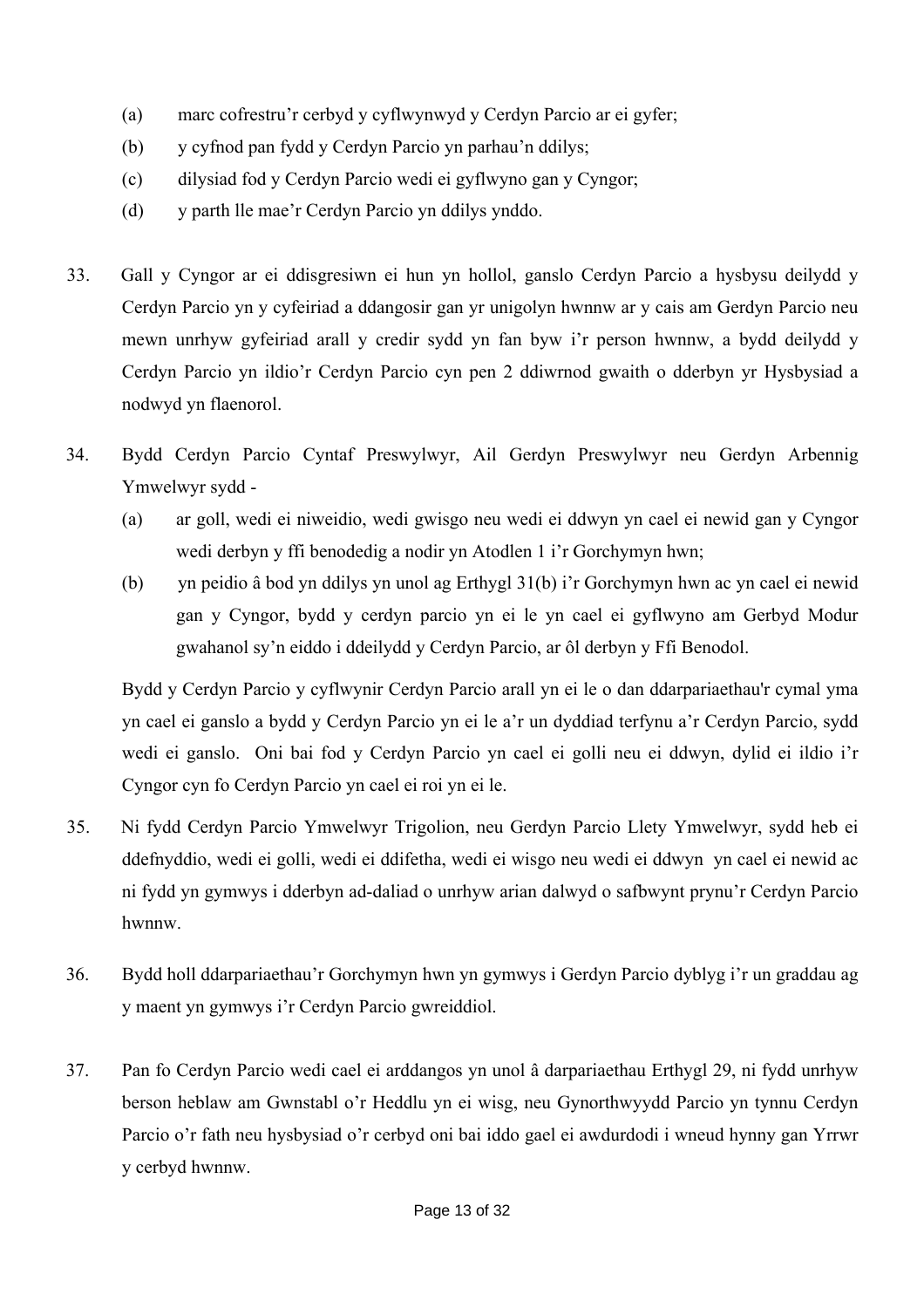(a) marc cofrestru'r cerbyd y cyflwynwyd y Cerdyn Parcio ar ei gyfer;

(b) y cyfnod pan fydd y Cerdyn Parcio yn parhau'n ddilys;

(c) dilysiad fod y Cerdyn Parcio wedi ei gyflwyno gan y Cyngor;

(d) y parth lle mae'r Cerdyn Parcio yn ddilys ynddo.

33. Gall y Cyngor ar ei ddisgresiwn ei hun yn hollol, ganslo Cerdyn Parcio a hysbysu deilydd y Cerdyn Parcio yn y cyfeiriad a ddangosir gan yr unigolyn hwnnw ar y cais am Gerdyn Parcio neu mewn unrhyw gyfeiriad arall y credir sydd yn fan byw i'r person hwnnw, a bydd deilydd y Cerdyn Parcio yn ildio'r Cerdyn Parcio cyn pen 2 ddiwrnod gwaith o dderbyn yr Hysbysiad a nodwyd yn flaenorol.

34. Bydd Cerdyn Parcio Cyntaf Preswylwyr, Ail Gerdyn Preswylwyr neu Gerdyn Arbennig Ymwelwyr sydd -

   (a) ar goll, wedi ei niweidio, wedi gwisgo neu wedi ei ddwyn yn cael ei newid gan y Cyngor wedi derbyn y ffi benodedig a nodir yn Atodlen 1 i'r Gorchymyn hwn;

   (b) yn peidio â bod yn ddilys yn unol ag Erthygl 31(b) i'r Gorchymyn hwn ac yn cael ei newid gan y Cyngor, bydd y cerdyn parcio yn ei le yn cael ei gyflwyno am Gerbyd Modur gwahanol sy'n eiddo i ddeilydd y Cerdyn Parcio, ar ôl derbyn y Ffi Benodol.

   Bydd y Cerdyn Parcio y cyflwynir Cerdyn Parcio arall yn ei le o dan ddarpariaethau'r cymal yma yn cael ei ganslo a bydd y Cerdyn Parcio yn ei le a'r un dyddiad terfynu a'r Cerdyn Parcio, sydd wedi ei ganslo. Oni bai fod y Cerdyn Parcio yn cael ei golli neu ei ddwyn, dylid ei ildio i'r Cyngor cyn fo Cerdyn Parcio yn cael ei roi yn ei le.

35. Ni fydd Cerdyn Parcio Ymwelwyr Trigolion, neu Gerdyn Parcio Llety Ymwelwyr, sydd heb ei ddefnyddio, wedi ei golli, wedi ei ddifetha, wedi ei wisgo neu wedi ei ddwyn yn cael ei newid ac ni fydd yn gymwys i dderbyn ad-daliad o unrhyw arian dalwyd o safbwynt prynu'r Cerdyn Parcio hwnnw.

36. Bydd holl ddarpariaethau'r Gorchymyn hwn yn gymwys i Gerdyn Parcio dyblyg i'r un graddau ag y maent yn gymwys i'r Cerdyn Parcio gwreiddiol.

37. Pan fo Cerdyn Parcio wedi cael ei arddangos yn unol â darpariaethau Erthygl 29, ni fydd unrhyw berson heblaw am Gwnstabl o'r Heddlu yn ei wisg, neu Gynorthwyydd Parcio yn tynnu Cerdyn Parcio o'r fath neu hysbysiad o'r cerbyd oni bai iddo gael ei awdurdodi i wneud hynny gan Yrrwr y cerbyd hwnnw.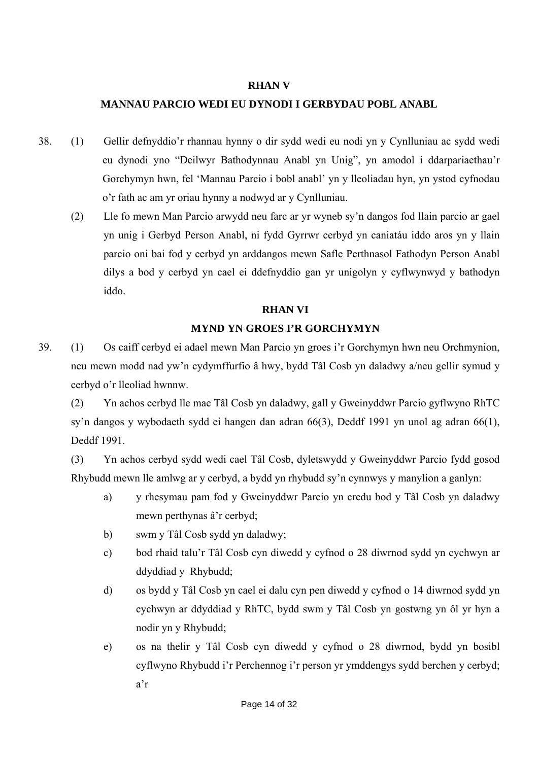## RHAN V

## MANNAU PARCIO WEDI EU DYNODI I GERBYDAU POBL ANABL

38. (1) Gellir defnyddio'r rhannau hynny o dir sydd wedi eu nodi yn y Cynlluniau ac sydd wedi eu dynodi yno "Deilwyr Bathodynnau Anabl yn Unig", yn amodol i ddarpariaethau'r Gorchymyn hwn, fel 'Mannau Parcio i bobl anabl' yn y lleoliadau hyn, yn ystod cyfnodau o'r fath ac am yr oriau hynny a nodwyd ar y Cynlluniau.

    (2) Lle fo mewn Man Parcio arwydd neu farc ar yr wyneb sy'n dangos fod llain parcio ar gael yn unig i Gerbyd Person Anabl, ni fydd Gyrrwr cerbyd yn caniatáu iddo aros yn y llain parcio oni bai fod y cerbyd yn arddangos mewn Safle Perthnasol Fathodyn Person Anabl dilys a bod y cerbyd yn cael ei ddefnyddio gan yr unigolyn y cyflwynwyd y bathodyn iddo.

## RHAN VI

## MYND YN GROES I'R GORCHYMYN

39. (1) Os caiff cerbyd ei adael mewn Man Parcio yn groes i'r Gorchymyn hwn neu Orchmynion, neu mewn modd nad yw'n cydymffurfio â hwy, bydd Tâl Cosb yn daladwy a/neu gellir symud y cerbyd o'r lleoliad hwnnw.

    (2) Yn achos cerbyd lle mae Tâl Cosb yn daladwy, gall y Gweinyddwr Parcio gyflwyno RhTC sy'n dangos y wybodaeth sydd ei hangen dan adran 66(3), Deddf 1991 yn unol ag adran 66(1), Deddf 1991.

    (3) Yn achos cerbyd sydd wedi cael Tâl Cosb, dyletswydd y Gweinyddwr Parcio fydd gosod Rhybudd mewn lle amlwg ar y cerbyd, a bydd yn rhybudd sy'n cynnwys y manylion a ganlyn:

    a) y rhesymau pam fod y Gweinyddwr Parcio yn credu bod y Tâl Cosb yn daladwy mewn perthynas â'r cerbyd;

    b) swm y Tâl Cosb sydd yn daladwy;

    c) bod rhaid talu'r Tâl Cosb cyn diwedd y cyfnod o 28 diwrnod sydd yn cychwyn ar ddyddiad y Rhybudd;

    d) os bydd y Tâl Cosb yn cael ei dalu cyn pen diwedd y cyfnod o 14 diwrnod sydd yn cychwyn ar ddyddiad y RhTC, bydd swm y Tâl Cosb yn gostwng yn ôl yr hyn a nodir yn y Rhybudd;

    e) os na thelir y Tâl Cosb cyn diwedd y cyfnod o 28 diwrnod, bydd yn bosibl cyflwyno Rhybudd i'r Perchennog i'r person yr ymddengys sydd berchen y cerbyd; a'r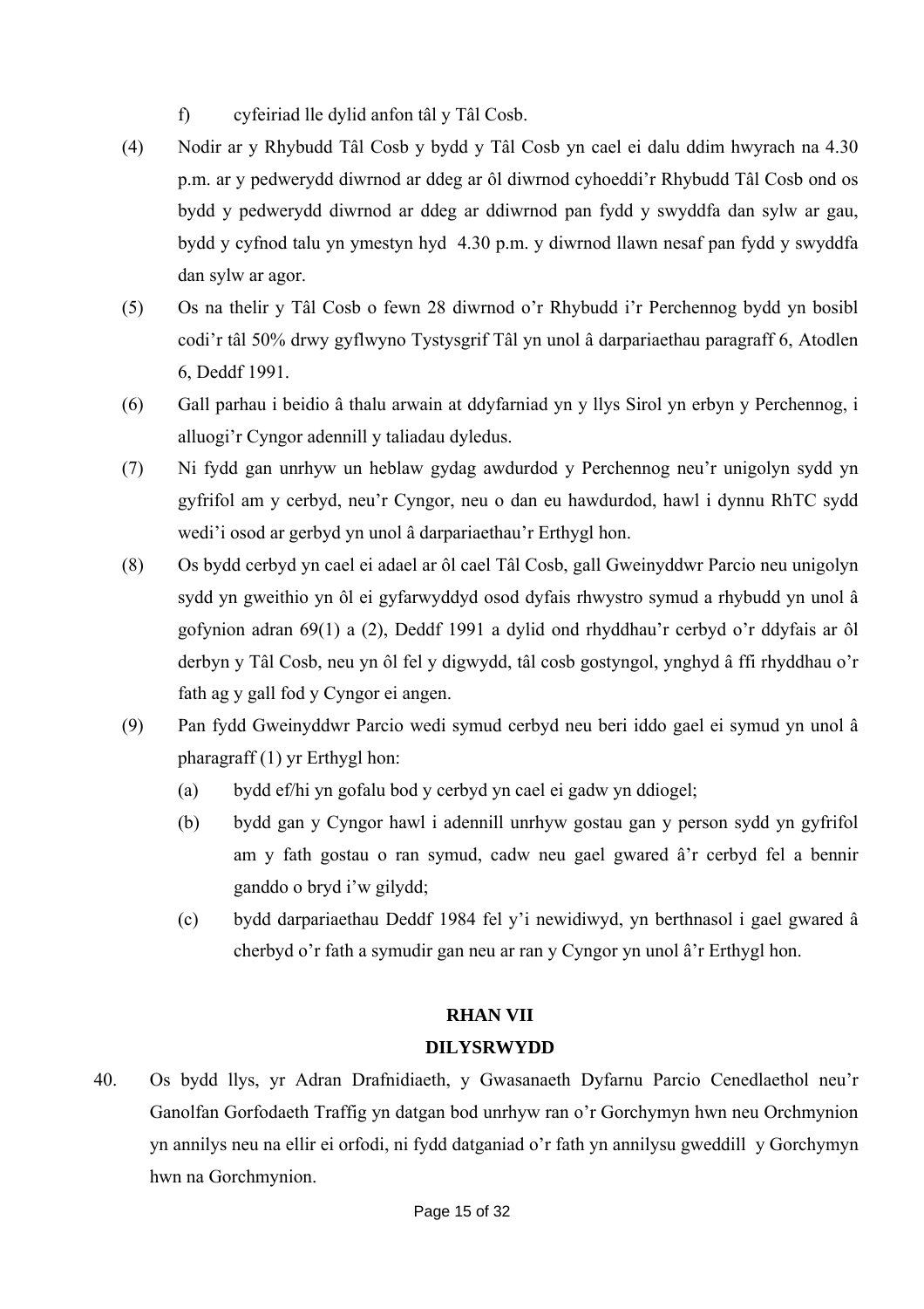f) cyfeiriad lle dylid anfon tâl y Tâl Cosb.

(4) Nodir ar y Rhybudd Tâl Cosb y bydd y Tâl Cosb yn cael ei dalu ddim hwyrach na 4.30 p.m. ar y pedwerydd diwrnod ar ddeg ar ôl diwrnod cyhoeddi'r Rhybudd Tâl Cosb ond os bydd y pedwerydd diwrnod ar ddeg ar ddiwrnod pan fydd y swyddfa dan sylw ar gau, bydd y cyfnod talu yn ymestyn hyd 4.30 p.m. y diwrnod llawn nesaf pan fydd y swyddfa dan sylw ar agor.

(5) Os na thelir y Tâl Cosb o fewn 28 diwrnod o'r Rhybudd i'r Perchennog bydd yn bosibl codi'r tâl 50% drwy gyflwyno Tystysgrif Tâl yn unol â darpariaethau paragraff 6, Atodlen 6, Deddf 1991.

(6) Gall parhau i beidio â thalu arwain at ddyfarniad yn y llys Sirol yn erbyn y Perchennog, i alluogi'r Cyngor adennill y taliadau dyledus.

(7) Ni fydd gan unrhyw un heblaw gydag awdurdod y Perchennog neu'r unigolyn sydd yn gyfrifol am y cerbyd, neu'r Cyngor, neu o dan eu hawdurdod, hawl i dynnu RhTC sydd wedi'i osod ar gerbyd yn unol â darpariaethau'r Erthygl hon.

(8) Os bydd cerbyd yn cael ei adael ar ôl cael Tâl Cosb, gall Gweinyddwr Parcio neu unigolyn sydd yn gweithio yn ôl ei gyfarwyddyd osod dyfais rhwystro symud a rhybudd yn unol â gofynion adran 69(1) a (2), Deddf 1991 a dylid ond rhyddhau'r cerbyd o'r ddyfais ar ôl derbyn y Tâl Cosb, neu yn ôl fel y digwydd, tâl cosb gostyngol, ynghyd â ffi rhyddhau o'r fath ag y gall fod y Cyngor ei angen.

(9) Pan fydd Gweinyddwr Parcio wedi symud cerbyd neu beri iddo gael ei symud yn unol â pharagraff (1) yr Erthygl hon:

  (a) bydd ef/hi yn gofalu bod y cerbyd yn cael ei gadw yn ddiogel;

  (b) bydd gan y Cyngor hawl i adennill unrhyw gostau gan y person sydd yn gyfrifol am y fath gostau o ran symud, cadw neu gael gwared â'r cerbyd fel a bennir ganddo o bryd i'w gilydd;

  (c) bydd darpariaethau Deddf 1984 fel y'i newidiwyd, yn berthnasol i gael gwared â cherbyd o'r fath a symudir gan neu ar ran y Cyngor yn unol â'r Erthygl hon.

## RHAN VII

## DILYSRWYDD

40. Os bydd llys, yr Adran Drafnidiaeth, y Gwasanaeth Dyfarnu Parcio Cenedlaethol neu'r Ganolfan Gorfodaeth Traffig yn datgan bod unrhyw ran o'r Gorchymyn hwn neu Orchmynion yn annilys neu na ellir ei orfodi, ni fydd datganiad o'r fath yn annilysu gweddill y Gorchymyn hwn na Gorchmynion.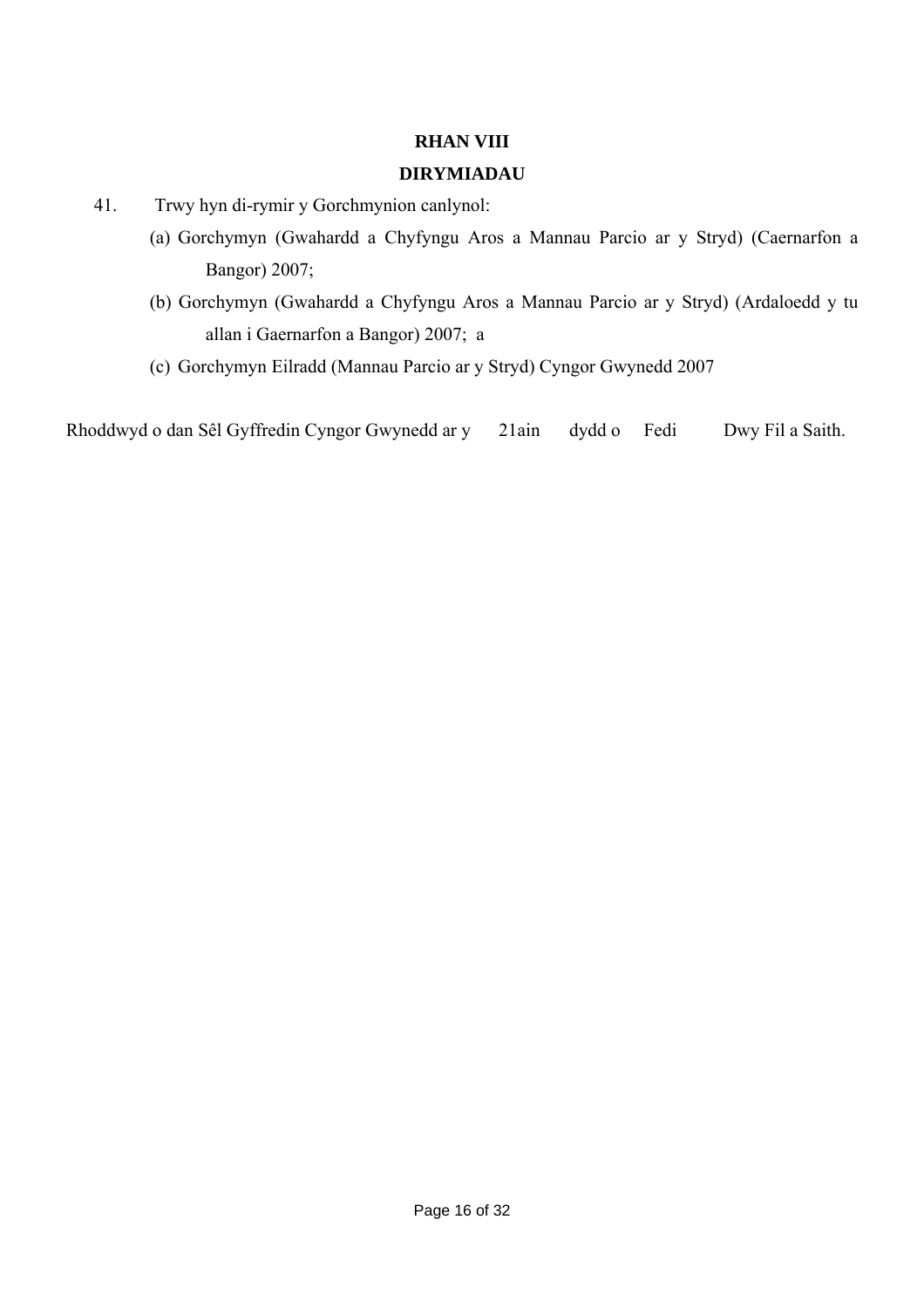## RHAN VIII

## DIRYMIADAU

41. Trwy hyn di-rymir y Gorchmynion canlynol:

 (a) Gorchymyn (Gwahardd a Chyfyngu Aros a Mannau Parcio ar y Stryd) (Caernarfon a Bangor) 2007;

 (b) Gorchymyn (Gwahardd a Chyfyngu Aros a Mannau Parcio ar y Stryd) (Ardaloedd y tu allan i Gaernarfon a Bangor) 2007; a

 (c) Gorchymyn Eilradd (Mannau Parcio ar y Stryd) Cyngor Gwynedd 2007

Rhoddwyd o dan Sêl Gyffredin Cyngor Gwynedd ar y 21ain dydd o Fedi Dwy Fil a Saith.